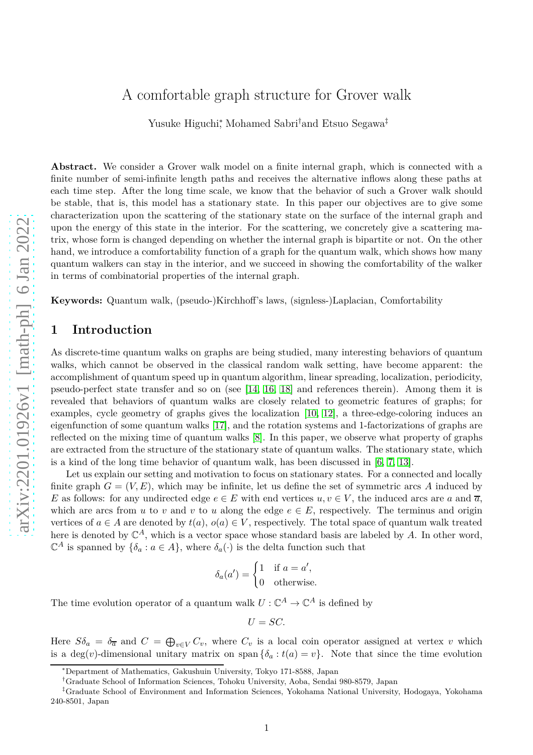# A comfortable graph structure for Grover walk

Yusuke Higuchi[*], Mohamed Sabri[†] and Etsuo Segawa[‡]

**Abstract.** We consider a Grover walk model on a finite internal graph, which is connected with a finite number of semi-infinite length paths and receives the alternative inflows along these paths at each time step. After the long time scale, we know that the behavior of such a Grover walk should be stable, that is, this model has a stationary state. In this paper our objectives are to give some characterization upon the scattering of the stationary state on the surface of the internal graph and upon the energy of this state in the interior. For the scattering, we concretely give a scattering matrix, whose form is changed depending on whether the internal graph is bipartite or not. On the other hand, we introduce a comfortability function of a graph for the quantum walk, which shows how many quantum walkers can stay in the interior, and we succeed in showing the comfortability of the walker in terms of combinatorial properties of the internal graph.

**Keywords:** Quantum walk, (pseudo-)Kirchhoff's laws, (signless-)Laplacian, Comfortability

## 1 Introduction

As discrete-time quantum walks on graphs are being studied, many interesting behaviors of quantum walks, which cannot be observed in the classical random walk setting, have become apparent: the accomplishment of quantum speed up in quantum algorithm, linear spreading, localization, periodicity, pseudo-perfect state transfer and so on (see [14, 16, 18] and references therein). Among them it is revealed that behaviors of quantum walks are closely related to geometric features of graphs; for examples, cycle geometry of graphs gives the localization [10, 12], a three-edge-coloring induces an eigenfunction of some quantum walks [17], and the rotation systems and 1-factorizations of graphs are reflected on the mixing time of quantum walks [8]. In this paper, we observe what property of graphs are extracted from the structure of the stationary state of quantum walks. The stationary state, which is a kind of the long time behavior of quantum walk, has been discussed in [6, 7, 13].

Let us explain our setting and motivation to focus on stationary states. For a connected and locally finite graph $G = (V, E)$, which may be infinite, let us define the set of symmetric arcs $A$ induced by $E$ as follows: for any undirected edge $e \in E$ with end vertices $u, v \in V$, the induced arcs are $a$ and $\overline{a}$, which are arcs from $u$ to $v$ and $v$ to $u$ along the edge $e \in E$, respectively. The terminus and origin vertices of $a \in A$ are denoted by $t(a)$, $o(a) \in V$, respectively. The total space of quantum walk treated here is denoted by $\mathbb{C}^A$, which is a vector space whose standard basis are labeled by $A$. In other word, $\mathbb{C}^A$ is spanned by $\{\delta_a : a \in A\}$, where $\delta_a(\cdot)$ is the delta function such that

$$\delta_a(a') = \begin{cases} 1 & \text{if } a = a', \\ 0 & \text{otherwise.} \end{cases}$$

The time evolution operator of a quantum walk $U : \mathbb{C}^A \to \mathbb{C}^A$ is defined by

$$U = SC.$$

Here $S\delta_a = \delta_{\overline{a}}$ and $C = \bigoplus_{v \in V} C_v$, where $C_v$ is a local coin operator assigned at vertex $v$ which is a $\deg(v)$-dimensional unitary matrix on $\mathrm{span}\{\delta_a : t(a) = v\}$. Note that since the time evolution

---

[*] Department of Mathematics, Gakushuin University, Tokyo 171-8588, Japan

[†] Graduate School of Information Sciences, Tohoku University, Aoba, Sendai 980-8579, Japan

[‡] Graduate School of Environment and Information Sciences, Yokohama National University, Hodogaya, Yokohama 240-8501, Japan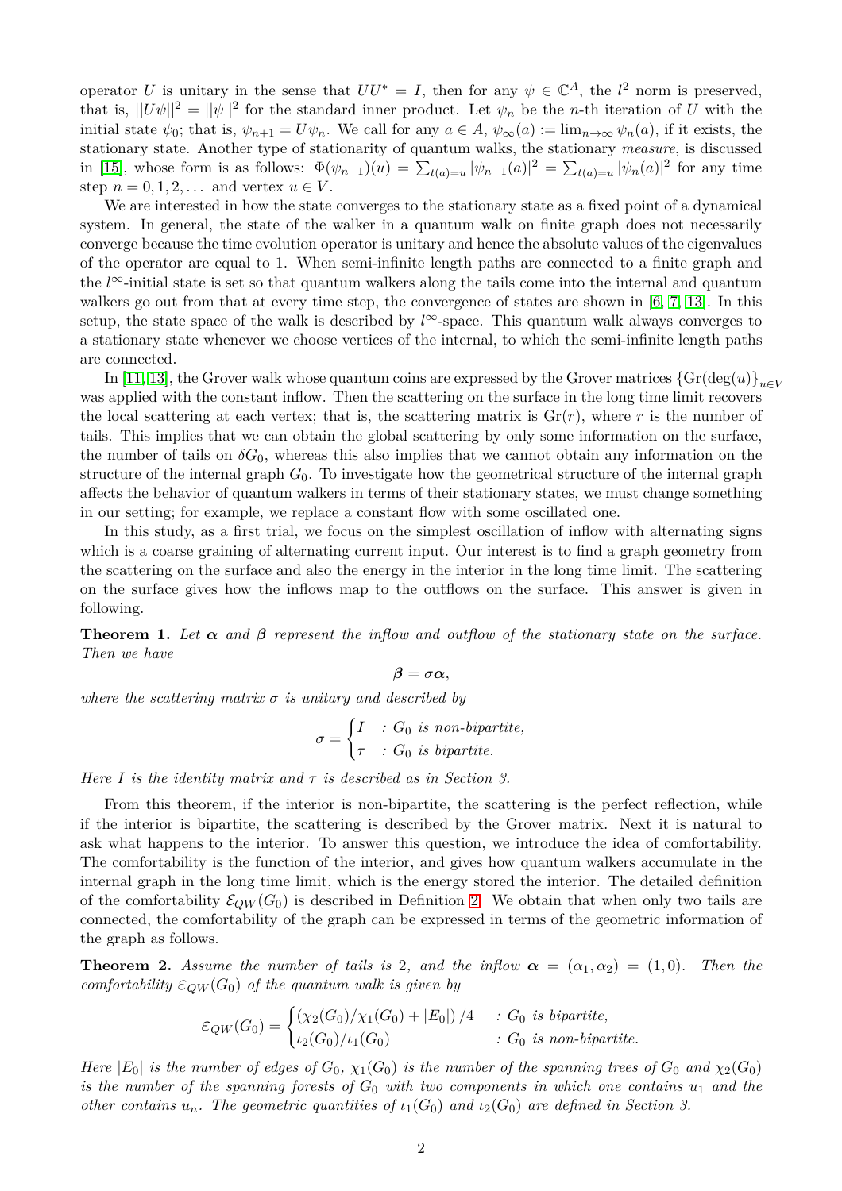operator $U$ is unitary in the sense that $UU^* = I$, then for any $\psi \in \mathbb{C}^A$, the $l^2$ norm is preserved, that is, $||U\psi||^2 = ||\psi||^2$ for the standard inner product. Let $\psi_n$ be the $n$-th iteration of $U$ with the initial state $\psi_0$; that is, $\psi_{n+1} = U\psi_n$. We call for any $a \in A$, $\psi_\infty(a) := \lim_{n\to\infty} \psi_n(a)$, if it exists, the stationary state. Another type of stationarity of quantum walks, the stationary *measure*, is discussed in [15], whose form is as follows: $\Phi(\psi_{n+1})(u) = \sum_{t(a)=u} |\psi_{n+1}(a)|^2 = \sum_{t(a)=u} |\psi_n(a)|^2$ for any time step $n = 0, 1, 2, \dots$ and vertex $u \in V$.

We are interested in how the state converges to the stationary state as a fixed point of a dynamical system. In general, the state of the walker in a quantum walk on finite graph does not necessarily converge because the time evolution operator is unitary and hence the absolute values of the eigenvalues of the operator are equal to 1. When semi-infinite length paths are connected to a finite graph and the $l^\infty$-initial state is set so that quantum walkers along the tails come into the internal and quantum walkers go out from that at every time step, the convergence of states are shown in [6, 7, 13]. In this setup, the state space of the walk is described by $l^\infty$-space. This quantum walk always converges to a stationary state whenever we choose vertices of the internal, to which the semi-infinite length paths are connected.

In [11, 13], the Grover walk whose quantum coins are expressed by the Grover matrices $\{\mathrm{Gr}(\deg(u)\}_{u\in V}$ was applied with the constant inflow. Then the scattering on the surface in the long time limit recovers the local scattering at each vertex; that is, the scattering matrix is $\mathrm{Gr}(r)$, where $r$ is the number of tails. This implies that we can obtain the global scattering by only some information on the surface, the number of tails on $\delta G_0$, whereas this also implies that we cannot obtain any information on the structure of the internal graph $G_0$. To investigate how the geometrical structure of the internal graph affects the behavior of quantum walkers in terms of their stationary states, we must change something in our setting; for example, we replace a constant flow with some oscillated one.

In this study, as a first trial, we focus on the simplest oscillation of inflow with alternating signs which is a coarse graining of alternating current input. Our interest is to find a graph geometry from the scattering on the surface and also the energy in the interior in the long time limit. The scattering on the surface gives how the inflows map to the outflows on the surface. This answer is given in following.

**Theorem 1.** *Let $\boldsymbol{\alpha}$ and $\boldsymbol{\beta}$ represent the inflow and outflow of the stationary state on the surface. Then we have*

$$\boldsymbol{\beta} = \sigma\boldsymbol{\alpha},$$

*where the scattering matrix $\sigma$ is unitary and described by*

$$\sigma = \begin{cases} I & : G_0 \text{ is non-bipartite,} \\ \tau & : G_0 \text{ is bipartite.} \end{cases}$$

*Here $I$ is the identity matrix and $\tau$ is described as in Section 3.*

From this theorem, if the interior is non-bipartite, the scattering is the perfect reflection, while if the interior is bipartite, the scattering is described by the Grover matrix. Next it is natural to ask what happens to the interior. To answer this question, we introduce the idea of comfortability. The comfortability is the function of the interior, and gives how quantum walkers accumulate in the internal graph in the long time limit, which is the energy stored the interior. The detailed definition of the comfortability $\mathcal{E}_{QW}(G_0)$ is described in Definition 2. We obtain that when only two tails are connected, the comfortability of the graph can be expressed in terms of the geometric information of the graph as follows.

**Theorem 2.** *Assume the number of tails is 2, and the inflow $\boldsymbol{\alpha} = (\alpha_1, \alpha_2) = (1, 0)$. Then the comfortability $\varepsilon_{QW}(G_0)$ of the quantum walk is given by*

$$\varepsilon_{QW}(G_0) = \begin{cases} \left(\chi_2(G_0)/\chi_1(G_0) + |E_0|\right)/4 & : G_0 \text{ is bipartite,} \\ \iota_2(G_0)/\iota_1(G_0) & : G_0 \text{ is non-bipartite.} \end{cases}$$

*Here $|E_0|$ is the number of edges of $G_0$, $\chi_1(G_0)$ is the number of the spanning trees of $G_0$ and $\chi_2(G_0)$ is the number of the spanning forests of $G_0$ with two components in which one contains $u_1$ and the other contains $u_n$. The geometric quantities of $\iota_1(G_0)$ and $\iota_2(G_0)$ are defined in Section 3.*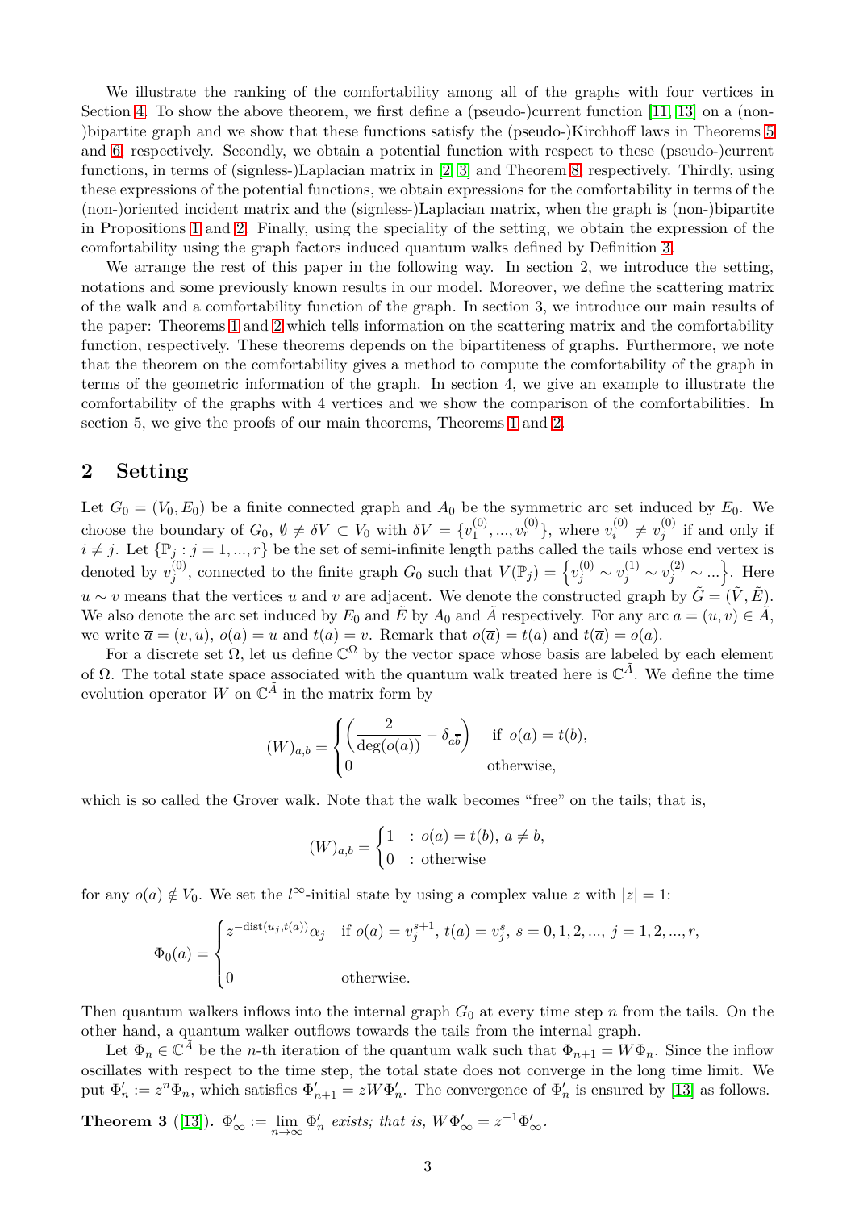We illustrate the ranking of the comfortability among all of the graphs with four vertices in Section 4. To show the above theorem, we first define a (pseudo-)current function [11, 13] on a (non-)bipartite graph and we show that these functions satisfy the (pseudo-)Kirchhoff laws in Theorems 5 and 6, respectively. Secondly, we obtain a potential function with respect to these (pseudo-)current functions, in terms of (signless-)Laplacian matrix in [2, 3] and Theorem 8, respectively. Thirdly, using these expressions of the potential functions, we obtain expressions for the comfortability in terms of the (non-)oriented incident matrix and the (signless-)Laplacian matrix, when the graph is (non-)bipartite in Propositions 1 and 2. Finally, using the speciality of the setting, we obtain the expression of the comfortability using the graph factors induced quantum walks defined by Definition 3.

We arrange the rest of this paper in the following way. In section 2, we introduce the setting, notations and some previously known results in our model. Moreover, we define the scattering matrix of the walk and a comfortability function of the graph. In section 3, we introduce our main results of the paper: Theorems 1 and 2 which tells information on the scattering matrix and the comfortability function, respectively. These theorems depends on the bipartiteness of graphs. Furthermore, we note that the theorem on the comfortability gives a method to compute the comfortability of the graph in terms of the geometric information of the graph. In section 4, we give an example to illustrate the comfortability of the graphs with 4 vertices and we show the comparison of the comfortabilities. In section 5, we give the proofs of our main theorems, Theorems 1 and 2.

## 2 Setting

Let $G_0 = (V_0, E_0)$ be a finite connected graph and $A_0$ be the symmetric arc set induced by $E_0$. We choose the boundary of $G_0$, $\emptyset \neq \delta V \subset V_0$ with $\delta V = \{v_1^{(0)}, ..., v_r^{(0)}\}$, where $v_i^{(0)} \neq v_j^{(0)}$ if and only if $i \neq j$. Let $\{\mathbb{P}_j : j = 1, ..., r\}$ be the set of semi-infinite length paths called the tails whose end vertex is denoted by $v_j^{(0)}$, connected to the finite graph $G_0$ such that $V(\mathbb{P}_j) = \left\{v_j^{(0)} \sim v_j^{(1)} \sim v_j^{(2)} \sim ...\right\}$. Here $u \sim v$ means that the vertices $u$ and $v$ are adjacent. We denote the constructed graph by $\tilde{G} = (\tilde{V}, \tilde{E})$. We also denote the arc set induced by $E_0$ and $\tilde{E}$ by $A_0$ and $\tilde{A}$ respectively. For any arc $a = (u, v) \in \tilde{A}$, we write $\overline{a} = (v, u)$, $o(a) = u$ and $t(a) = v$. Remark that $o(\overline{a}) = t(a)$ and $t(\overline{a}) = o(a)$.

For a discrete set $\Omega$, let us define $\mathbb{C}^\Omega$ by the vector space whose basis are labeled by each element of $\Omega$. The total state space associated with the quantum walk treated here is $\mathbb{C}^{\tilde{A}}$. We define the time evolution operator $W$ on $\mathbb{C}^{\tilde{A}}$ in the matrix form by

$$(W)_{a,b} = \begin{cases} \left(\dfrac{2}{\deg(o(a))} - \delta_{a\overline{b}}\right) & \text{if } o(a) = t(b), \\ 0 & \text{otherwise,} \end{cases}$$

which is so called the Grover walk. Note that the walk becomes "free" on the tails; that is,

$$(W)_{a,b} = \begin{cases} 1 & : o(a) = t(b),\ a \neq \overline{b}, \\ 0 & : \text{otherwise} \end{cases}$$

for any $o(a) \notin V_0$. We set the $l^\infty$-initial state by using a complex value $z$ with $|z| = 1$:

$$\Phi_0(a) = \begin{cases} z^{-\mathrm{dist}(u_j, t(a))}\alpha_j & \text{if } o(a) = v_j^{s+1},\ t(a) = v_j^s,\ s = 0, 1, 2, ...,\ j = 1, 2, ..., r, \\ 0 & \text{otherwise.} \end{cases}$$

Then quantum walkers inflows into the internal graph $G_0$ at every time step $n$ from the tails. On the other hand, a quantum walker outflows towards the tails from the internal graph.

Let $\Phi_n \in \mathbb{C}^{\tilde{A}}$ be the $n$-th iteration of the quantum walk such that $\Phi_{n+1} = W\Phi_n$. Since the inflow oscillates with respect to the time step, the total state does not converge in the long time limit. We put $\Phi'_n := z^n \Phi_n$, which satisfies $\Phi'_{n+1} = zW\Phi'_n$. The convergence of $\Phi'_n$ is ensured by [13] as follows.

**Theorem 3** ([13]). *$\Phi'_\infty := \lim_{n\to\infty} \Phi'_n$ exists; that is, $W\Phi'_\infty = z^{-1}\Phi'_\infty$.*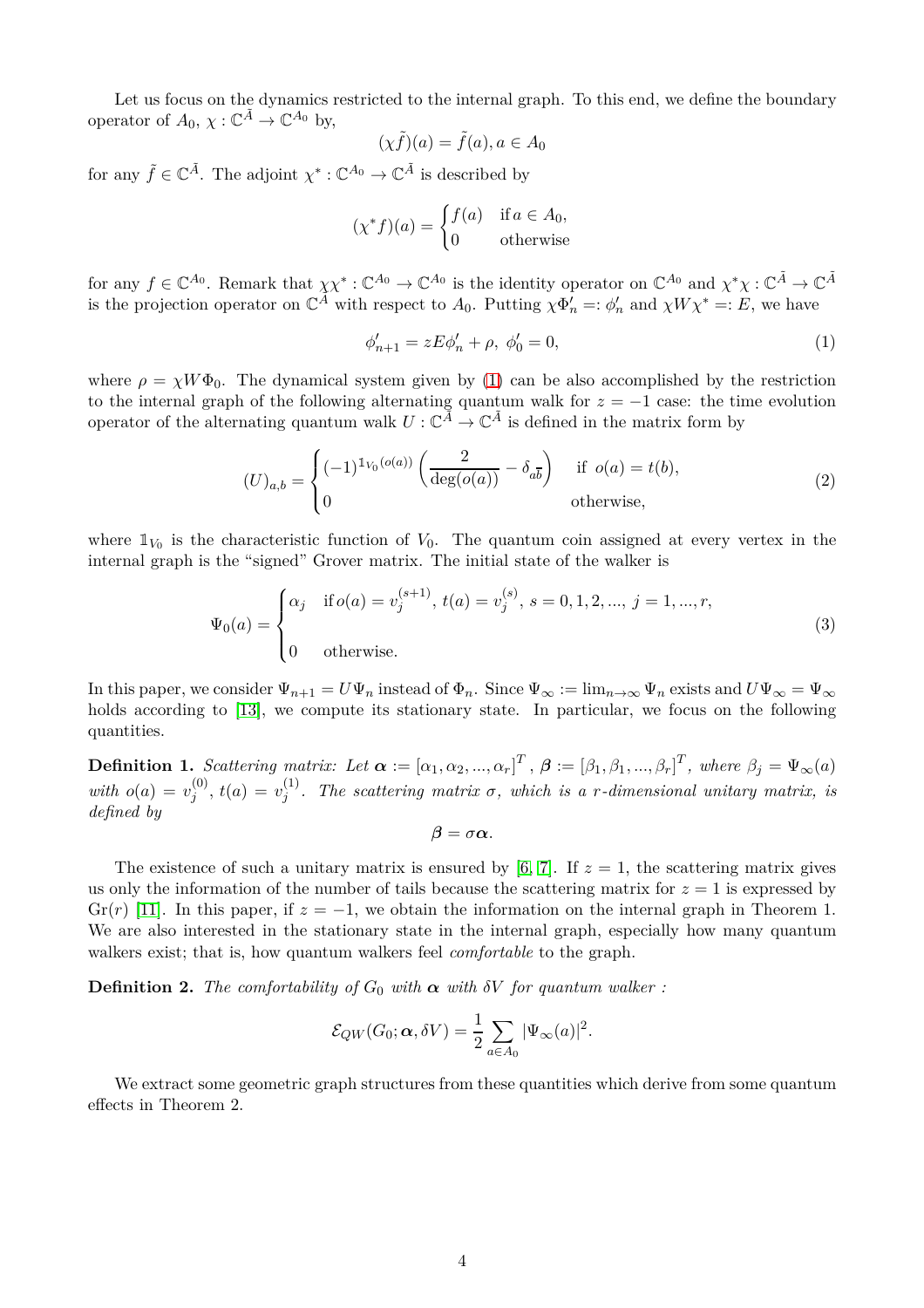Let us focus on the dynamics restricted to the internal graph. To this end, we define the boundary operator of $A_0$, $\chi : \mathbb{C}^{\tilde{A}} \to \mathbb{C}^{A_0}$ by,

$$(\chi \tilde{f})(a) = \tilde{f}(a), a \in A_0$$

for any $\tilde{f} \in \mathbb{C}^{\tilde{A}}$. The adjoint $\chi^* : \mathbb{C}^{A_0} \to \mathbb{C}^{\tilde{A}}$ is described by

$$(\chi^* f)(a) = \begin{cases} f(a) & \text{if } a \in A_0, \\ 0 & \text{otherwise} \end{cases}$$

for any $f \in \mathbb{C}^{A_0}$. Remark that $\chi\chi^* : \mathbb{C}^{A_0} \to \mathbb{C}^{A_0}$ is the identity operator on $\mathbb{C}^{A_0}$ and $\chi^*\chi : \mathbb{C}^{\tilde{A}} \to \mathbb{C}^{\tilde{A}}$ is the projection operator on $\mathbb{C}^{\tilde{A}}$ with respect to $A_0$. Putting $\chi\Phi'_n =: \phi'_n$ and $\chi W \chi^* =: E$, we have

$$\phi'_{n+1} = zE\phi'_n + \rho, \; \phi'_0 = 0, \tag{1}$$

where $\rho = \chi W \Phi_0$. The dynamical system given by (1) can be also accomplished by the restriction to the internal graph of the following alternating quantum walk for $z = -1$ case: the time evolution operator of the alternating quantum walk $U : \mathbb{C}^{\tilde{A}} \to \mathbb{C}^{\tilde{A}}$ is defined in the matrix form by

$$(U)_{a,b} = \begin{cases} (-1)^{\mathbb{1}_{V_0}(o(a))} \left( \dfrac{2}{\deg(o(a))} - \delta_{a\bar{b}} \right) & \text{if } o(a) = t(b), \\ 0 & \text{otherwise}, \end{cases} \tag{2}$$

where $\mathbb{1}_{V_0}$ is the characteristic function of $V_0$. The quantum coin assigned at every vertex in the internal graph is the "signed" Grover matrix. The initial state of the walker is

$$\Psi_0(a) = \begin{cases} \alpha_j & \text{if } o(a) = v_j^{(s+1)}, \; t(a) = v_j^{(s)}, \; s = 0, 1, 2, ..., \; j = 1, ..., r, \\ 0 & \text{otherwise}. \end{cases} \tag{3}$$

In this paper, we consider $\Psi_{n+1} = U\Psi_n$ instead of $\Phi_n$. Since $\Psi_\infty := \lim_{n\to\infty} \Psi_n$ exists and $U\Psi_\infty = \Psi_\infty$ holds according to [13], we compute its stationary state. In particular, we focus on the following quantities.

**Definition 1.** *Scattering matrix: Let* $\boldsymbol{\alpha} := [\alpha_1, \alpha_2, ..., \alpha_r]^T$, $\boldsymbol{\beta} := [\beta_1, \beta_1, ..., \beta_r]^T$, *where* $\beta_j = \Psi_\infty(a)$ *with* $o(a) = v_j^{(0)}$, $t(a) = v_j^{(1)}$. *The scattering matrix* $\sigma$, *which is a* $r$*-dimensional unitary matrix, is defined by*

$$\boldsymbol{\beta} = \sigma \boldsymbol{\alpha}.$$

The existence of such a unitary matrix is ensured by [6, 7]. If $z = 1$, the scattering matrix gives us only the information of the number of tails because the scattering matrix for $z = 1$ is expressed by $\mathrm{Gr}(r)$ [11]. In this paper, if $z = -1$, we obtain the information on the internal graph in Theorem 1. We are also interested in the stationary state in the internal graph, especially how many quantum walkers exist; that is, how quantum walkers feel *comfortable* to the graph.

**Definition 2.** *The comfortability of* $G_0$ *with* $\boldsymbol{\alpha}$ *with* $\delta V$ *for quantum walker :*

$$\mathcal{E}_{QW}(G_0; \boldsymbol{\alpha}, \delta V) = \frac{1}{2} \sum_{a \in A_0} |\Psi_\infty(a)|^2.$$

We extract some geometric graph structures from these quantities which derive from some quantum effects in Theorem 2.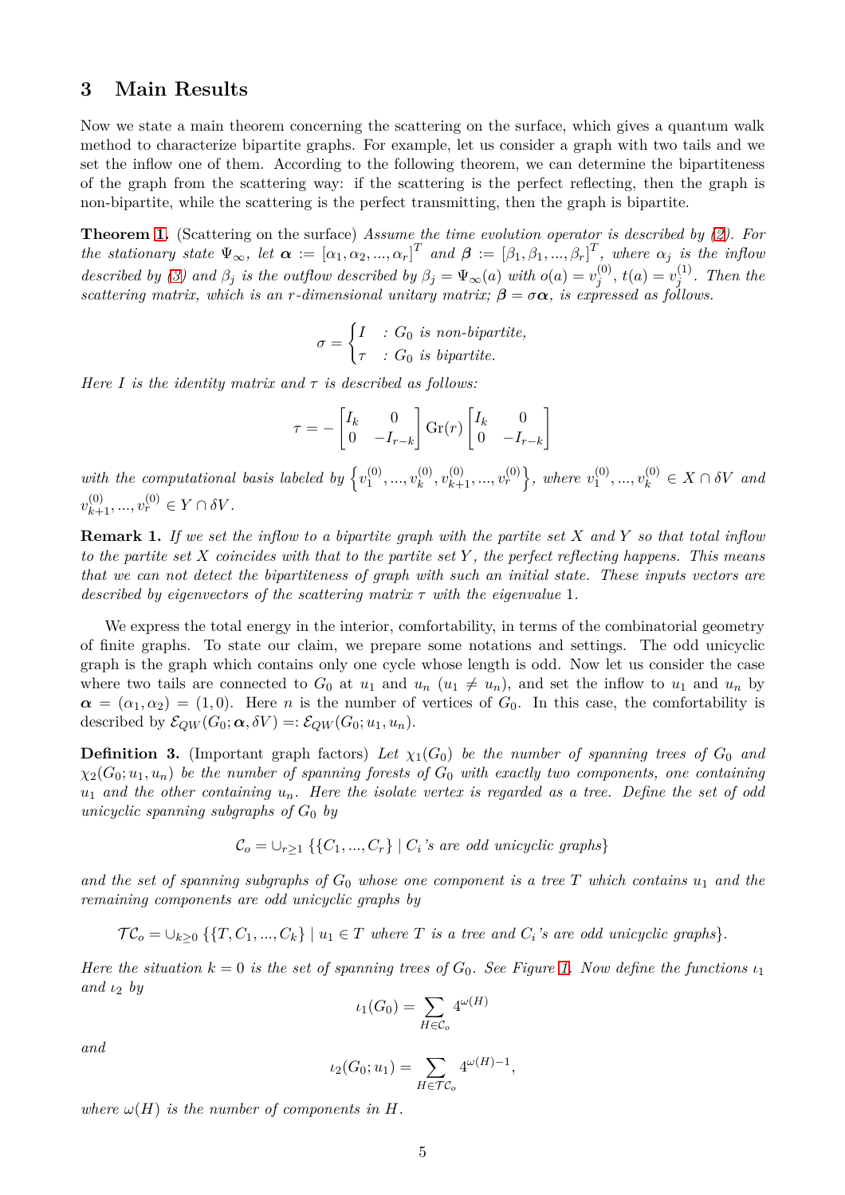## 3 Main Results

Now we state a main theorem concerning the scattering on the surface, which gives a quantum walk method to characterize bipartite graphs. For example, let us consider a graph with two tails and we set the inflow one of them. According to the following theorem, we can determine the bipartiteness of the graph from the scattering way: if the scattering is the perfect reflecting, then the graph is non-bipartite, while the scattering is the perfect transmitting, then the graph is bipartite.

**Theorem 1.** (Scattering on the surface) *Assume the time evolution operator is described by (2). For the stationary state $\Psi_\infty$, let $\boldsymbol{\alpha} := [\alpha_1, \alpha_2, ..., \alpha_r]^T$ and $\boldsymbol{\beta} := [\beta_1, \beta_1, ..., \beta_r]^T$, where $\alpha_j$ is the inflow described by (3) and $\beta_j$ is the outflow described by $\beta_j = \Psi_\infty(a)$ with $o(a) = v_j^{(0)}$, $t(a) = v_j^{(1)}$. Then the scattering matrix, which is an $r$-dimensional unitary matrix; $\boldsymbol{\beta} = \boldsymbol{\sigma}\boldsymbol{\alpha}$, is expressed as follows.*

$$\sigma = \begin{cases} I & : G_0 \text{ is non-bipartite,} \\ \tau & : G_0 \text{ is bipartite.} \end{cases}$$

*Here $I$ is the identity matrix and $\tau$ is described as follows:*

$$\tau = -\begin{bmatrix} I_k & 0 \\ 0 & -I_{r-k} \end{bmatrix} \mathrm{Gr}(r) \begin{bmatrix} I_k & 0 \\ 0 & -I_{r-k} \end{bmatrix}$$

*with the computational basis labeled by $\left\{ v_1^{(0)}, ..., v_k^{(0)}, v_{k+1}^{(0)}, ..., v_r^{(0)} \right\}$, where $v_1^{(0)}, ..., v_k^{(0)} \in X \cap \delta V$ and $v_{k+1}^{(0)}, ..., v_r^{(0)} \in Y \cap \delta V$.*

**Remark 1.** *If we set the inflow to a bipartite graph with the partite set $X$ and $Y$ so that total inflow to the partite set $X$ coincides with that to the partite set $Y$, the perfect reflecting happens. This means that we can not detect the bipartiteness of graph with such an initial state. These inputs vectors are described by eigenvectors of the scattering matrix $\tau$ with the eigenvalue 1.*

We express the total energy in the interior, comfortability, in terms of the combinatorial geometry of finite graphs. To state our claim, we prepare some notations and settings. The odd unicyclic graph is the graph which contains only one cycle whose length is odd. Now let us consider the case where two tails are connected to $G_0$ at $u_1$ and $u_n$ ($u_1 \neq u_n$), and set the inflow to $u_1$ and $u_n$ by $\boldsymbol{\alpha} = (\alpha_1, \alpha_2) = (1, 0)$. Here $n$ is the number of vertices of $G_0$. In this case, the comfortability is described by $\mathcal{E}_{QW}(G_0; \boldsymbol{\alpha}, \delta V) =: \mathcal{E}_{QW}(G_0; u_1, u_n)$.

**Definition 3.** (Important graph factors) *Let $\chi_1(G_0)$ be the number of spanning trees of $G_0$ and $\chi_2(G_0; u_1, u_n)$ be the number of spanning forests of $G_0$ with exactly two components, one containing $u_1$ and the other containing $u_n$. Here the isolate vertex is regarded as a tree. Define the set of odd unicyclic spanning subgraphs of $G_0$ by*

$$\mathcal{C}_o = \cup_{r \geq 1} \left\{ \{C_1, ..., C_r\} \mid C_i\text{'s are odd unicyclic graphs} \right\}$$

*and the set of spanning subgraphs of $G_0$ whose one component is a tree $T$ which contains $u_1$ and the remaining components are odd unicyclic graphs by*

$$\mathcal{TC}_o = \cup_{k \geq 0} \left\{ \{T, C_1, ..., C_k\} \mid u_1 \in T \text{ where } T \text{ is a tree and } C_i\text{'s are odd unicyclic graphs} \right\}.$$

*Here the situation $k = 0$ is the set of spanning trees of $G_0$. See Figure 1. Now define the functions $\iota_1$ and $\iota_2$ by*

$$\iota_1(G_0) = \sum_{H \in \mathcal{C}_o} 4^{\omega(H)}$$

*and*

$$\iota_2(G_0; u_1) = \sum_{H \in \mathcal{TC}_o} 4^{\omega(H)-1},$$

*where $\omega(H)$ is the number of components in $H$.*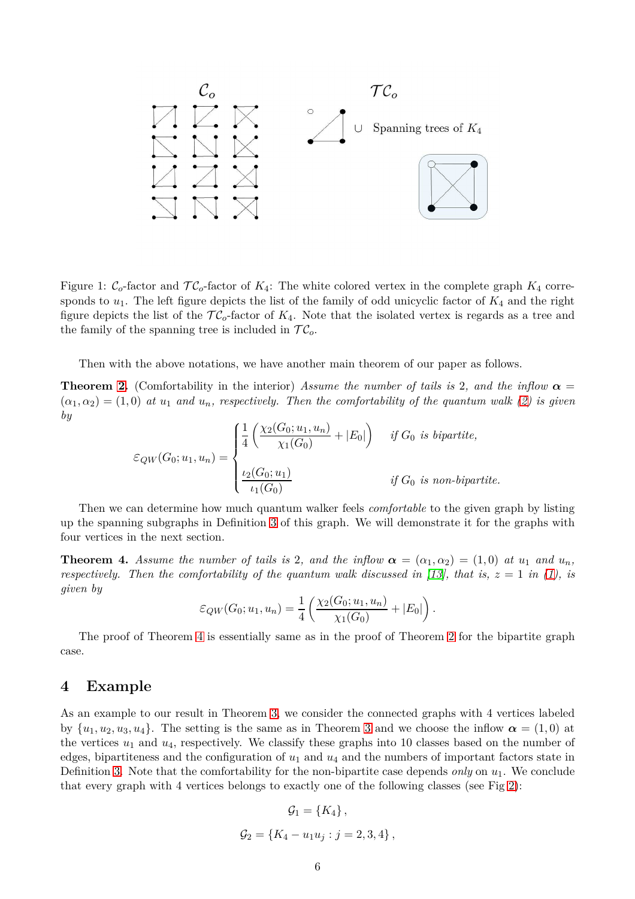Figure 1: $\mathcal{C}_o$-factor and $\mathcal{TC}_o$-factor of $K_4$: The white colored vertex in the complete graph $K_4$ corresponds to $u_1$. The left figure depicts the list of the family of odd unicyclic factor of $K_4$ and the right figure depicts the list of the $\mathcal{TC}_o$-factor of $K_4$. Note that the isolated vertex is regards as a tree and the family of the spanning tree is included in $\mathcal{TC}_o$.

Then with the above notations, we have another main theorem of our paper as follows.

**Theorem 2.** (Comfortability in the interior) *Assume the number of tails is* 2*, and the inflow* $\boldsymbol{\alpha} = (\alpha_1, \alpha_2) = (1, 0)$ *at* $u_1$ *and* $u_n$*, respectively. Then the comfortability of the quantum walk (2) is given by*

$$\varepsilon_{QW}(G_0; u_1, u_n) = \begin{cases} \dfrac{1}{4}\left(\dfrac{\chi_2(G_0; u_1, u_n)}{\chi_1(G_0)} + |E_0|\right) & \text{if } G_0 \text{ is bipartite,} \\[2ex] \dfrac{\iota_2(G_0; u_1)}{\iota_1(G_0)} & \text{if } G_0 \text{ is non-bipartite.} \end{cases}$$

Then we can determine how much quantum walker feels *comfortable* to the given graph by listing up the spanning subgraphs in Definition 3 of this graph. We will demonstrate it for the graphs with four vertices in the next section.

**Theorem 4.** *Assume the number of tails is* 2*, and the inflow* $\boldsymbol{\alpha} = (\alpha_1, \alpha_2) = (1, 0)$ *at* $u_1$ *and* $u_n$*, respectively. Then the comfortability of the quantum walk discussed in [13], that is,* $z = 1$ *in (1), is given by*

$$\varepsilon_{QW}(G_0; u_1, u_n) = \frac{1}{4}\left(\frac{\chi_2(G_0; u_1, u_n)}{\chi_1(G_0)} + |E_0|\right).$$

The proof of Theorem 4 is essentially same as in the proof of Theorem 2 for the bipartite graph case.

## 4 Example

As an example to our result in Theorem 3, we consider the connected graphs with 4 vertices labeled by $\{u_1, u_2, u_3, u_4\}$. The setting is the same as in Theorem 3 and we choose the inflow $\boldsymbol{\alpha} = (1, 0)$ at the vertices $u_1$ and $u_4$, respectively. We classify these graphs into 10 classes based on the number of edges, bipartiteness and the configuration of $u_1$ and $u_4$ and the numbers of important factors state in Definition 3. Note that the comfortability for the non-bipartite case depends *only* on $u_1$. We conclude that every graph with 4 vertices belongs to exactly one of the following classes (see Fig 2):

$$\mathcal{G}_1 = \{K_4\},$$

$$\mathcal{G}_2 = \{K_4 - u_1u_j : j = 2, 3, 4\},$$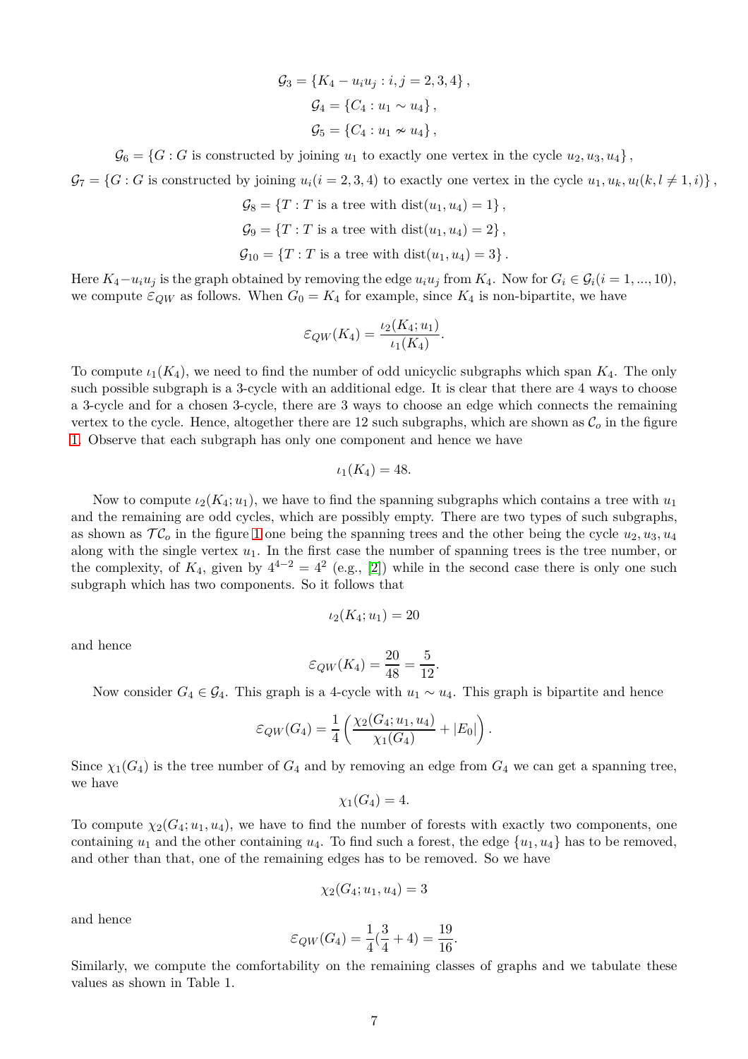$$\mathcal{G}_3 = \{K_4 - u_i u_j : i, j = 2, 3, 4\},$$

$$\mathcal{G}_4 = \{C_4 : u_1 \sim u_4\},$$

$$\mathcal{G}_5 = \{C_4 : u_1 \nsim u_4\},$$

$$\mathcal{G}_6 = \{G : G \text{ is constructed by joining } u_1 \text{ to exactly one vertex in the cycle } u_2, u_3, u_4\},$$

$$\mathcal{G}_7 = \{G : G \text{ is constructed by joining } u_i (i = 2, 3, 4) \text{ to exactly one vertex in the cycle } u_1, u_k, u_l (k, l \neq 1, i)\},$$

$$\mathcal{G}_8 = \{T : T \text{ is a tree with } \operatorname{dist}(u_1, u_4) = 1\},$$

$$\mathcal{G}_9 = \{T : T \text{ is a tree with } \operatorname{dist}(u_1, u_4) = 2\},$$

$$\mathcal{G}_{10} = \{T : T \text{ is a tree with } \operatorname{dist}(u_1, u_4) = 3\}.$$

Here $K_4 - u_i u_j$ is the graph obtained by removing the edge $u_i u_j$ from $K_4$. Now for $G_i \in \mathcal{G}_i (i = 1, ..., 10)$, we compute $\varepsilon_{QW}$ as follows. When $G_0 = K_4$ for example, since $K_4$ is non-bipartite, we have

$$\varepsilon_{QW}(K_4) = \frac{\iota_2(K_4; u_1)}{\iota_1(K_4)}.$$

To compute $\iota_1(K_4)$, we need to find the number of odd unicyclic subgraphs which span $K_4$. The only such possible subgraph is a 3-cycle with an additional edge. It is clear that there are 4 ways to choose a 3-cycle and for a chosen 3-cycle, there are 3 ways to choose an edge which connects the remaining vertex to the cycle. Hence, altogether there are 12 such subgraphs, which are shown as $\mathcal{C}_o$ in the figure 1. Observe that each subgraph has only one component and hence we have

$$\iota_1(K_4) = 48.$$

Now to compute $\iota_2(K_4; u_1)$, we have to find the spanning subgraphs which contains a tree with $u_1$ and the remaining are odd cycles, which are possibly empty. There are two types of such subgraphs, as shown as $\mathcal{TC}_o$ in the figure 1 one being the spanning trees and the other being the cycle $u_2, u_3, u_4$ along with the single vertex $u_1$. In the first case the number of spanning trees is the tree number, or the complexity, of $K_4$, given by $4^{4-2} = 4^2$ (e.g., [2]) while in the second case there is only one such subgraph which has two components. So it follows that

$$\iota_2(K_4; u_1) = 20$$

and hence

$$\varepsilon_{QW}(K_4) = \frac{20}{48} = \frac{5}{12}.$$

Now consider $G_4 \in \mathcal{G}_4$. This graph is a 4-cycle with $u_1 \sim u_4$. This graph is bipartite and hence

$$\varepsilon_{QW}(G_4) = \frac{1}{4}\left(\frac{\chi_2(G_4; u_1, u_4)}{\chi_1(G_4)} + |E_0|\right).$$

Since $\chi_1(G_4)$ is the tree number of $G_4$ and by removing an edge from $G_4$ we can get a spanning tree, we have

$$\chi_1(G_4) = 4.$$

To compute $\chi_2(G_4; u_1, u_4)$, we have to find the number of forests with exactly two components, one containing $u_1$ and the other containing $u_4$. To find such a forest, the edge $\{u_1, u_4\}$ has to be removed, and other than that, one of the remaining edges has to be removed. So we have

$$\chi_2(G_4; u_1, u_4) = 3$$

and hence

$$\varepsilon_{QW}(G_4) = \frac{1}{4}(\frac{3}{4} + 4) = \frac{19}{16}.$$

Similarly, we compute the comfortability on the remaining classes of graphs and we tabulate these values as shown in Table 1.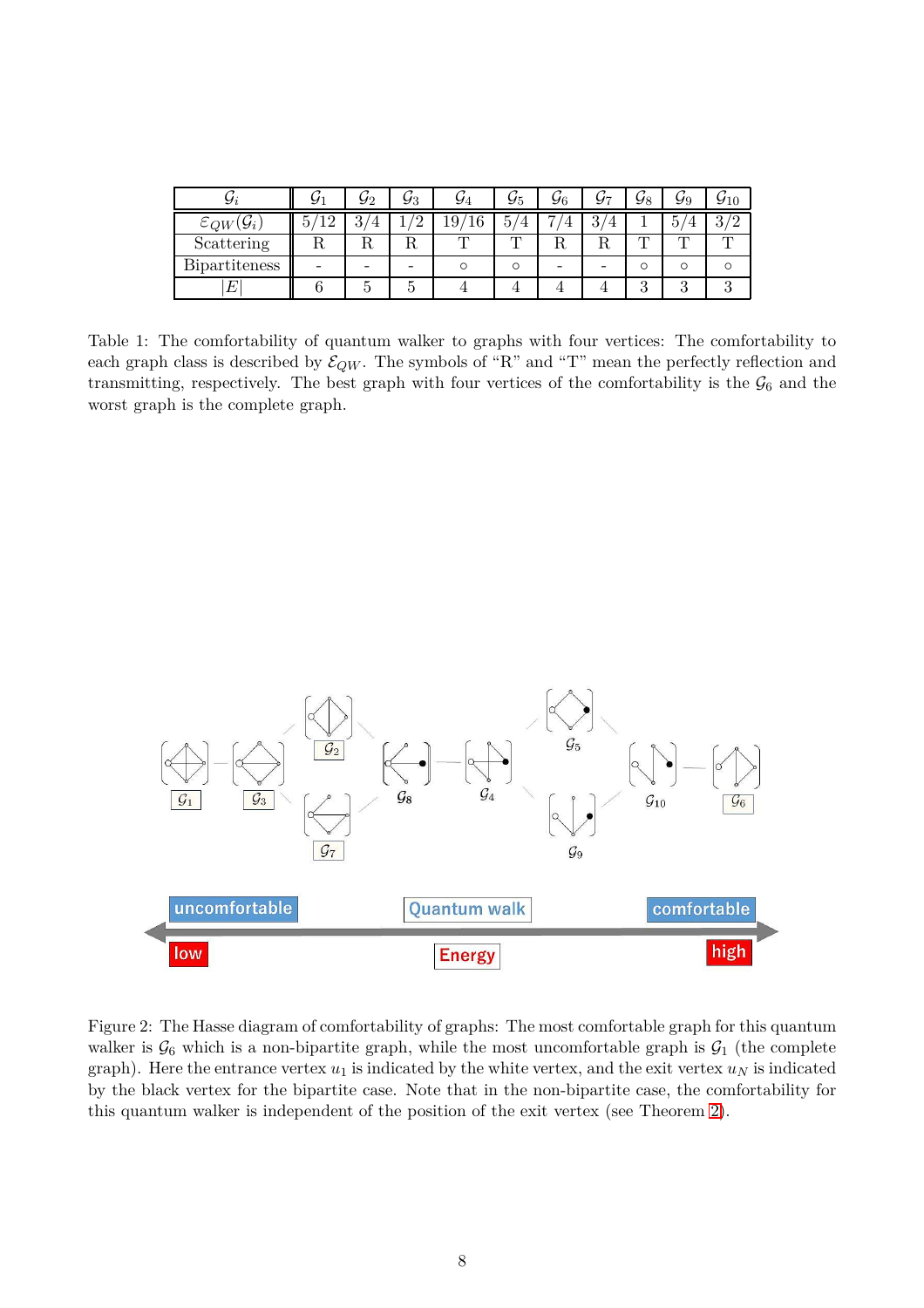| $\mathcal{G}_i$ | $\mathcal{G}_1$ | $\mathcal{G}_2$ | $\mathcal{G}_3$ | $\mathcal{G}_4$ | $\mathcal{G}_5$ | $\mathcal{G}_6$ | $\mathcal{G}_7$ | $\mathcal{G}_8$ | $\mathcal{G}_9$ | $\mathcal{G}_{10}$ |
|---|---|---|---|---|---|---|---|---|---|---|
| $\mathcal{E}_{QW}(\mathcal{G}_i)$ | 5/12 | 3/4 | 1/2 | 19/16 | 5/4 | 7/4 | 3/4 | 1 | 5/4 | 3/2 |
| Scattering | R | R | R | T | T | R | R | T | T | T |
| Bipartiteness | - | - | - | ○ | ○ | - | - | ○ | ○ | ○ |
| $\lvert E\rvert$ | 6 | 5 | 5 | 4 | 4 | 4 | 4 | 3 | 3 | 3 |

Table 1: The comfortability of quantum walker to graphs with four vertices: The comfortability to each graph class is described by $\mathcal{E}_{QW}$. The symbols of "R" and "T" mean the perfectly reflection and transmitting, respectively. The best graph with four vertices of the comfortability is the $\mathcal{G}_6$ and the worst graph is the complete graph.

Figure 2: The Hasse diagram of comfortability of graphs: The most comfortable graph for this quantum walker is $\mathcal{G}_6$ which is a non-bipartite graph, while the most uncomfortable graph is $\mathcal{G}_1$ (the complete graph). Here the entrance vertex $u_1$ is indicated by the white vertex, and the exit vertex $u_N$ is indicated by the black vertex for the bipartite case. Note that in the non-bipartite case, the comfortability for this quantum walker is independent of the position of the exit vertex (see Theorem 2).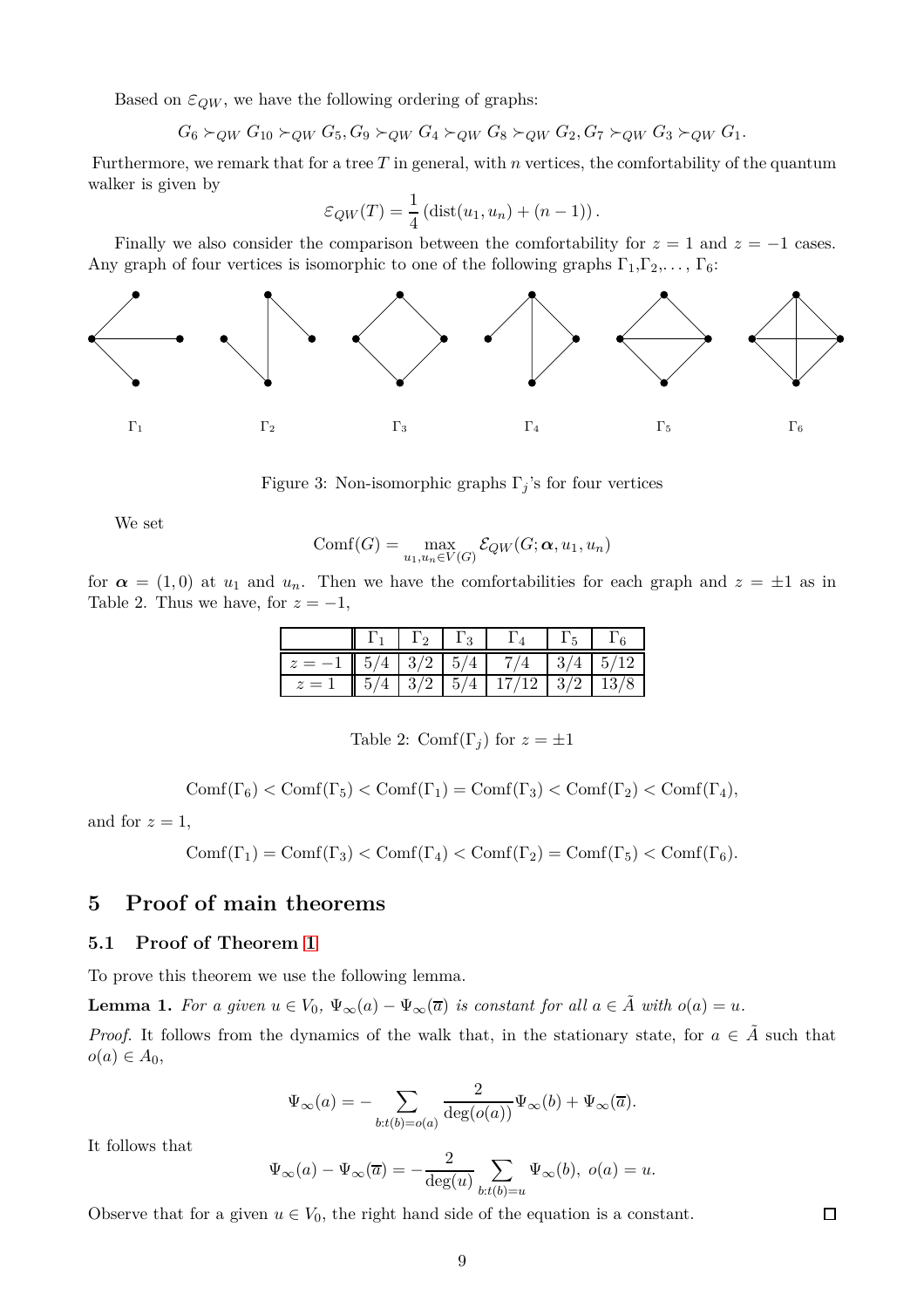Based on $\varepsilon_{QW}$, we have the following ordering of graphs:

$$G_6 \succ_{QW} G_{10} \succ_{QW} G_5, G_9 \succ_{QW} G_4 \succ_{QW} G_8 \succ_{QW} G_2, G_7 \succ_{QW} G_3 \succ_{QW} G_1.$$

Furthermore, we remark that for a tree $T$ in general, with $n$ vertices, the comfortability of the quantum walker is given by

$$\varepsilon_{QW}(T) = \frac{1}{4}\left(\mathrm{dist}(u_1, u_n) + (n-1)\right).$$

Finally we also consider the comparison between the comfortability for $z=1$ and $z=-1$ cases. Any graph of four vertices is isomorphic to one of the following graphs $\Gamma_1$,$\Gamma_2$,..., $\Gamma_6$:

$\Gamma_1$ $\Gamma_2$ $\Gamma_3$ $\Gamma_4$ $\Gamma_5$ $\Gamma_6$

Figure 3: Non-isomorphic graphs $\Gamma_j$'s for four vertices

We set

$$\mathrm{Comf}(G) = \max_{u_1,u_n \in V(G)} \mathcal{E}_{QW}(G; \boldsymbol{\alpha}, u_1, u_n)$$

for $\boldsymbol{\alpha} = (1,0)$ at $u_1$ and $u_n$. Then we have the comfortabilities for each graph and $z = \pm 1$ as in Table 2. Thus we have, for $z=-1$,

| | $\Gamma_1$ | $\Gamma_2$ | $\Gamma_3$ | $\Gamma_4$ | $\Gamma_5$ | $\Gamma_6$ |
|---|---|---|---|---|---|---|
| $z=-1$ | $5/4$ | $3/2$ | $5/4$ | $7/4$ | $3/4$ | $5/12$ |
| $z=1$ | $5/4$ | $3/2$ | $5/4$ | $17/12$ | $3/2$ | $13/8$ |

Table 2: $\mathrm{Comf}(\Gamma_j)$ for $z = \pm 1$

$$\mathrm{Comf}(\Gamma_6) < \mathrm{Comf}(\Gamma_5) < \mathrm{Comf}(\Gamma_1) = \mathrm{Comf}(\Gamma_3) < \mathrm{Comf}(\Gamma_2) < \mathrm{Comf}(\Gamma_4),$$

and for $z=1$,

$$\mathrm{Comf}(\Gamma_1) = \mathrm{Comf}(\Gamma_3) < \mathrm{Comf}(\Gamma_4) < \mathrm{Comf}(\Gamma_2) = \mathrm{Comf}(\Gamma_5) < \mathrm{Comf}(\Gamma_6).$$

# 5 Proof of main theorems

## 5.1 Proof of Theorem 1

To prove this theorem we use the following lemma.

**Lemma 1.** *For a given $u \in V_0$, $\Psi_\infty(a) - \Psi_\infty(\overline{a})$ is constant for all $a \in \tilde{A}$ with $o(a) = u$.*

*Proof.* It follows from the dynamics of the walk that, in the stationary state, for $a \in \tilde{A}$ such that $o(a) \in A_0$,

$$\Psi_\infty(a) = -\sum_{b: t(b) = o(a)} \frac{2}{\deg(o(a))} \Psi_\infty(b) + \Psi_\infty(\overline{a}).$$

It follows that

$$\Psi_\infty(a) - \Psi_\infty(\overline{a}) = -\frac{2}{\deg(u)} \sum_{b: t(b) = u} \Psi_\infty(b),\ o(a) = u.$$

Observe that for a given $u \in V_0$, the right hand side of the equation is a constant. $\square$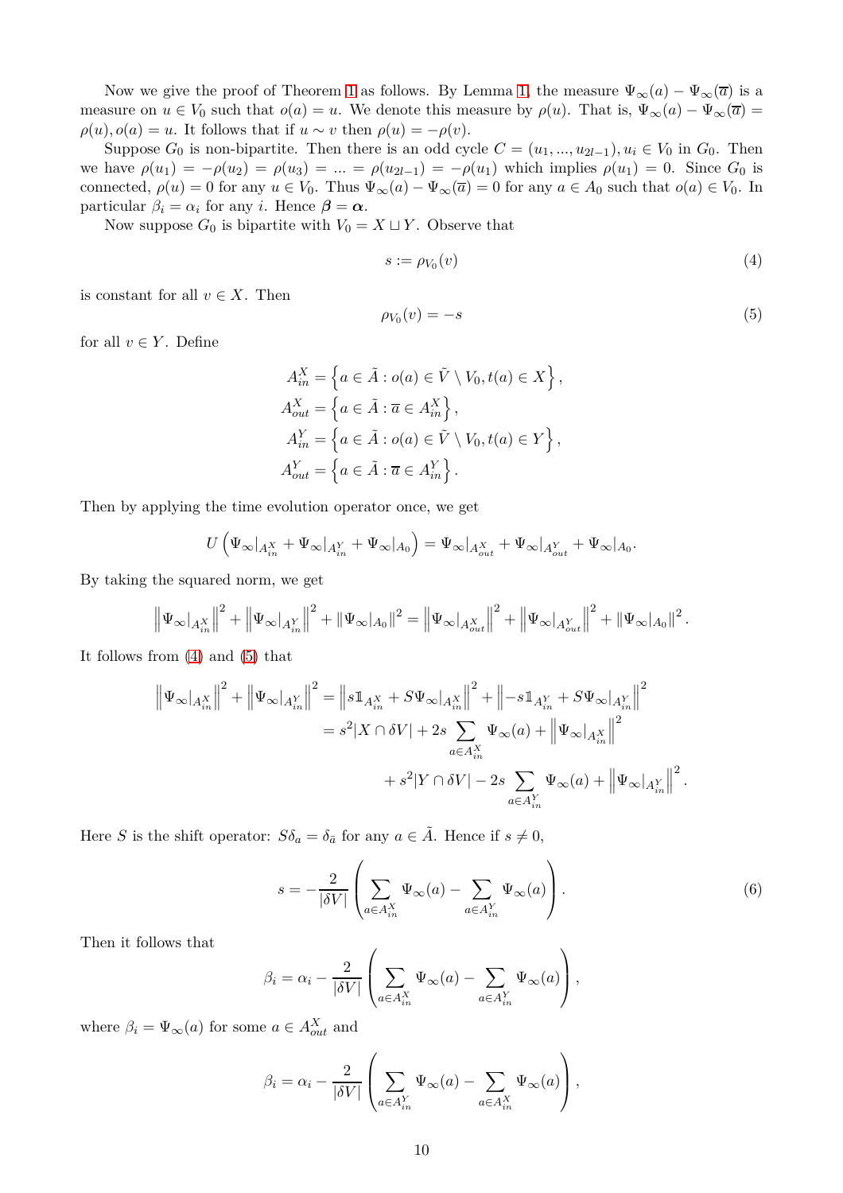Now we give the proof of Theorem 1 as follows. By Lemma 1, the measure $\Psi_\infty(a) - \Psi_\infty(\overline{a})$ is a measure on $u \in V_0$ such that $o(a) = u$. We denote this measure by $\rho(u)$. That is, $\Psi_\infty(a) - \Psi_\infty(\overline{a}) = \rho(u), o(a) = u$. It follows that if $u \sim v$ then $\rho(u) = -\rho(v)$.

Suppose $G_0$ is non-bipartite. Then there is an odd cycle $C = (u_1, ..., u_{2l-1}), u_i \in V_0$ in $G_0$. Then we have $\rho(u_1) = -\rho(u_2) = \rho(u_3) = ... = \rho(u_{2l-1}) = -\rho(u_1)$ which implies $\rho(u_1) = 0$. Since $G_0$ is connected, $\rho(u) = 0$ for any $u \in V_0$. Thus $\Psi_\infty(a) - \Psi_\infty(\overline{a}) = 0$ for any $a \in A_0$ such that $o(a) \in V_0$. In particular $\beta_i = \alpha_i$ for any $i$. Hence $\boldsymbol{\beta} = \boldsymbol{\alpha}$.

Now suppose $G_0$ is bipartite with $V_0 = X \sqcup Y$. Observe that

$$s := \rho_{V_0}(v) \tag{4}$$

is constant for all $v \in X$. Then

$$\rho_{V_0}(v) = -s \tag{5}$$

for all $v \in Y$. Define

$$\begin{aligned}
A_{in}^X &= \left\{ a \in \tilde{A} : o(a) \in \tilde{V} \setminus V_0, t(a) \in X \right\}, \\
A_{out}^X &= \left\{ a \in \tilde{A} : \overline{a} \in A_{in}^X \right\}, \\
A_{in}^Y &= \left\{ a \in \tilde{A} : o(a) \in \tilde{V} \setminus V_0, t(a) \in Y \right\}, \\
A_{out}^Y &= \left\{ a \in \tilde{A} : \overline{a} \in A_{in}^Y \right\}.
\end{aligned}$$

Then by applying the time evolution operator once, we get

$$U\left( \Psi_\infty|_{A_{in}^X} + \Psi_\infty|_{A_{in}^Y} + \Psi_\infty|_{A_0} \right) = \Psi_\infty|_{A_{out}^X} + \Psi_\infty|_{A_{out}^Y} + \Psi_\infty|_{A_0}.$$

By taking the squared norm, we get

$$\left\| \Psi_\infty|_{A_{in}^X} \right\|^2 + \left\| \Psi_\infty|_{A_{in}^Y} \right\|^2 + \left\| \Psi_\infty|_{A_0} \right\|^2 = \left\| \Psi_\infty|_{A_{out}^X} \right\|^2 + \left\| \Psi_\infty|_{A_{out}^Y} \right\|^2 + \left\| \Psi_\infty|_{A_0} \right\|^2.$$

It follows from (4) and (5) that

$$\begin{aligned}
\left\| \Psi_\infty|_{A_{in}^X} \right\|^2 + \left\| \Psi_\infty|_{A_{in}^Y} \right\|^2 &= \left\| s\mathbb{1}_{A_{in}^X} + S\Psi_\infty|_{A_{in}^X} \right\|^2 + \left\| -s\mathbb{1}_{A_{in}^Y} + S\Psi_\infty|_{A_{in}^Y} \right\|^2 \\
&= s^2|X \cap \delta V| + 2s \sum_{a \in A_{in}^X} \Psi_\infty(a) + \left\| \Psi_\infty|_{A_{in}^X} \right\|^2 \\
&\quad + s^2|Y \cap \delta V| - 2s \sum_{a \in A_{in}^Y} \Psi_\infty(a) + \left\| \Psi_\infty|_{A_{in}^Y} \right\|^2.
\end{aligned}$$

Here $S$ is the shift operator: $S\delta_a = \delta_{\bar{a}}$ for any $a \in \tilde{A}$. Hence if $s \neq 0$,

$$s = -\frac{2}{|\delta V|} \left( \sum_{a \in A_{in}^X} \Psi_\infty(a) - \sum_{a \in A_{in}^Y} \Psi_\infty(a) \right). \tag{6}$$

Then it follows that

$$\beta_i = \alpha_i - \frac{2}{|\delta V|} \left( \sum_{a \in A_{in}^X} \Psi_\infty(a) - \sum_{a \in A_{in}^Y} \Psi_\infty(a) \right),$$

where $\beta_i = \Psi_\infty(a)$ for some $a \in A_{out}^X$ and

$$\beta_i = \alpha_i - \frac{2}{|\delta V|} \left( \sum_{a \in A_{in}^Y} \Psi_\infty(a) - \sum_{a \in A_{in}^X} \Psi_\infty(a) \right),$$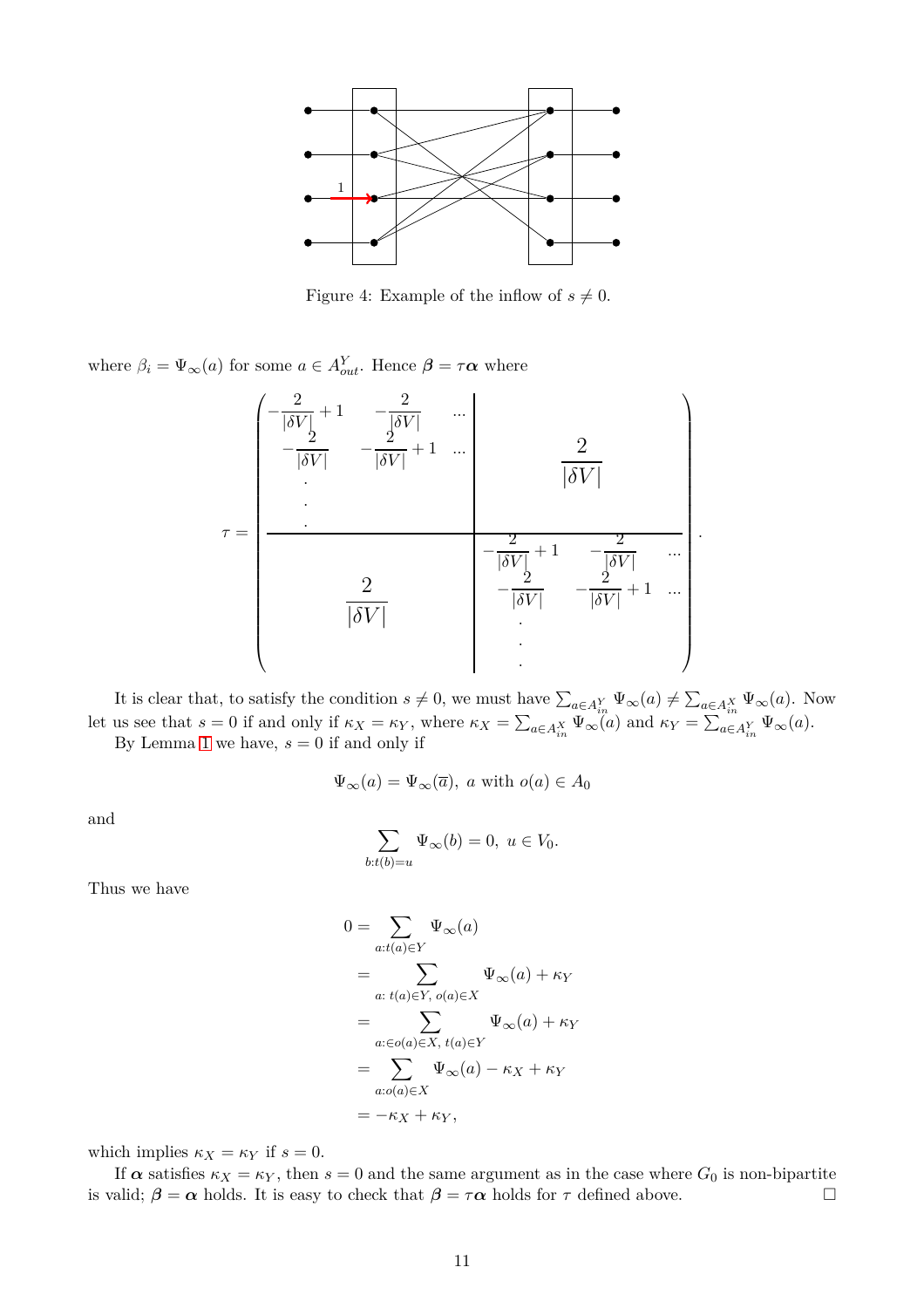Figure 4: Example of the inflow of $s \neq 0$.

where $\beta_i = \Psi_\infty(a)$ for some $a \in A^Y_{out}$. Hence $\boldsymbol{\beta} = \tau\boldsymbol{\alpha}$ where

$$
\tau = \left(\begin{array}{ccc|c}
-\frac{2}{|\delta V|}+1 & -\frac{2}{|\delta V|} & \cdots & \\
-\frac{2}{|\delta V|} & -\frac{2}{|\delta V|}+1 & \cdots & \frac{2}{|\delta V|} \\
\vdots & & & \\
\hline
 & & & -\frac{2}{|\delta V|}+1 \quad -\frac{2}{|\delta V|} \quad \cdots \\
 & \frac{2}{|\delta V|} & & -\frac{2}{|\delta V|} \quad -\frac{2}{|\delta V|}+1 \quad \cdots \\
 & & & \vdots
\end{array}\right).
$$

It is clear that, to satisfy the condition $s \neq 0$, we must have $\sum_{a\in A^Y_{in}} \Psi_\infty(a) \neq \sum_{a\in A^X_{in}} \Psi_\infty(a)$. Now let us see that $s = 0$ if and only if $\kappa_X = \kappa_Y$, where $\kappa_X = \sum_{a\in A^X_{in}} \Psi_\infty(a)$ and $\kappa_Y = \sum_{a\in A^Y_{in}} \Psi_\infty(a)$.

By Lemma 1 we have, $s = 0$ if and only if

$$\Psi_\infty(a) = \Psi_\infty(\overline{a}),\ a \text{ with } o(a) \in A_0$$

and

$$\sum_{b:t(b)=u} \Psi_\infty(b) = 0,\ u \in V_0.$$

Thus we have

$$
\begin{aligned}
0 &= \sum_{a:t(a)\in Y} \Psi_\infty(a) \\
&= \sum_{a:\, t(a)\in Y,\, o(a)\in X} \Psi_\infty(a) + \kappa_Y \\
&= \sum_{a:\in o(a)\in X,\, t(a)\in Y} \Psi_\infty(a) + \kappa_Y \\
&= \sum_{a:o(a)\in X} \Psi_\infty(a) - \kappa_X + \kappa_Y \\
&= -\kappa_X + \kappa_Y,
\end{aligned}
$$

which implies $\kappa_X = \kappa_Y$ if $s = 0$.

If $\boldsymbol{\alpha}$ satisfies $\kappa_X = \kappa_Y$, then $s = 0$ and the same argument as in the case where $G_0$ is non-bipartite is valid; $\boldsymbol{\beta} = \boldsymbol{\alpha}$ holds. It is easy to check that $\boldsymbol{\beta} = \tau\boldsymbol{\alpha}$ holds for $\tau$ defined above. $\square$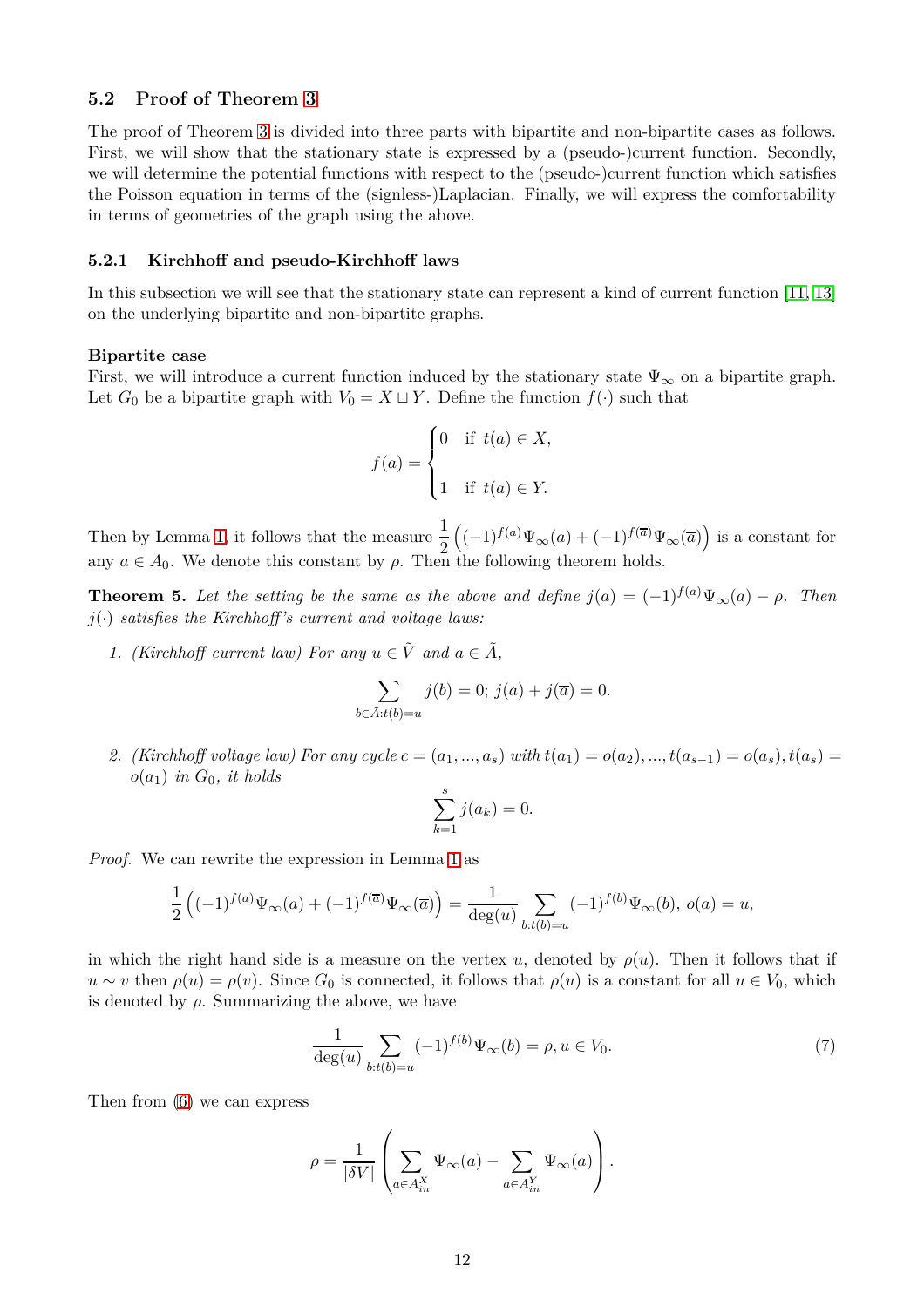### 5.2 Proof of Theorem 3

The proof of Theorem 3 is divided into three parts with bipartite and non-bipartite cases as follows. First, we will show that the stationary state is expressed by a (pseudo-)current function. Secondly, we will determine the potential functions with respect to the (pseudo-)current function which satisfies the Poisson equation in terms of the (signless-)Laplacian. Finally, we will express the comfortability in terms of geometries of the graph using the above.

#### 5.2.1 Kirchhoff and pseudo-Kirchhoff laws

In this subsection we will see that the stationary state can represent a kind of current function [11, 13] on the underlying bipartite and non-bipartite graphs.

**Bipartite case**
First, we will introduce a current function induced by the stationary state $\Psi_\infty$ on a bipartite graph. Let $G_0$ be a bipartite graph with $V_0 = X \sqcup Y$. Define the function $f(\cdot)$ such that

$$f(a) = \begin{cases} 0 & \text{if } t(a) \in X, \\ \\ 1 & \text{if } t(a) \in Y. \end{cases}$$

Then by Lemma 1, it follows that the measure $\dfrac{1}{2}\left((-1)^{f(a)}\Psi_\infty(a) + (-1)^{f(\overline{a})}\Psi_\infty(\overline{a})\right)$ is a constant for any $a \in A_0$. We denote this constant by $\rho$. Then the following theorem holds.

**Theorem 5.** *Let the setting be the same as the above and define $j(a) = (-1)^{f(a)}\Psi_\infty(a) - \rho$. Then $j(\cdot)$ satisfies the Kirchhoff's current and voltage laws:*

1. *(Kirchhoff current law) For any $u \in \tilde{V}$ and $a \in \tilde{A}$,*

$$\sum_{b \in \tilde{A}: t(b)=u} j(b) = 0;\ j(a) + j(\overline{a}) = 0.$$

2. *(Kirchhoff voltage law) For any cycle $c = (a_1, ..., a_s)$ with $t(a_1) = o(a_2), ..., t(a_{s-1}) = o(a_s), t(a_s) = o(a_1)$ in $G_0$, it holds*

$$\sum_{k=1}^{s} j(a_k) = 0.$$

*Proof.* We can rewrite the expression in Lemma 1 as

$$\frac{1}{2}\left((-1)^{f(a)}\Psi_\infty(a) + (-1)^{f(\overline{a})}\Psi_\infty(\overline{a})\right) = \frac{1}{\deg(u)} \sum_{b: t(b)=u} (-1)^{f(b)}\Psi_\infty(b),\ o(a) = u,$$

in which the right hand side is a measure on the vertex $u$, denoted by $\rho(u)$. Then it follows that if $u \sim v$ then $\rho(u) = \rho(v)$. Since $G_0$ is connected, it follows that $\rho(u)$ is a constant for all $u \in V_0$, which is denoted by $\rho$. Summarizing the above, we have

$$\frac{1}{\deg(u)} \sum_{b: t(b)=u} (-1)^{f(b)}\Psi_\infty(b) = \rho, u \in V_0. \tag{7}$$

Then from (6) we can express

$$\rho = \frac{1}{|\delta V|}\left(\sum_{a \in A_{in}^X} \Psi_\infty(a) - \sum_{a \in A_{in}^Y} \Psi_\infty(a)\right).$$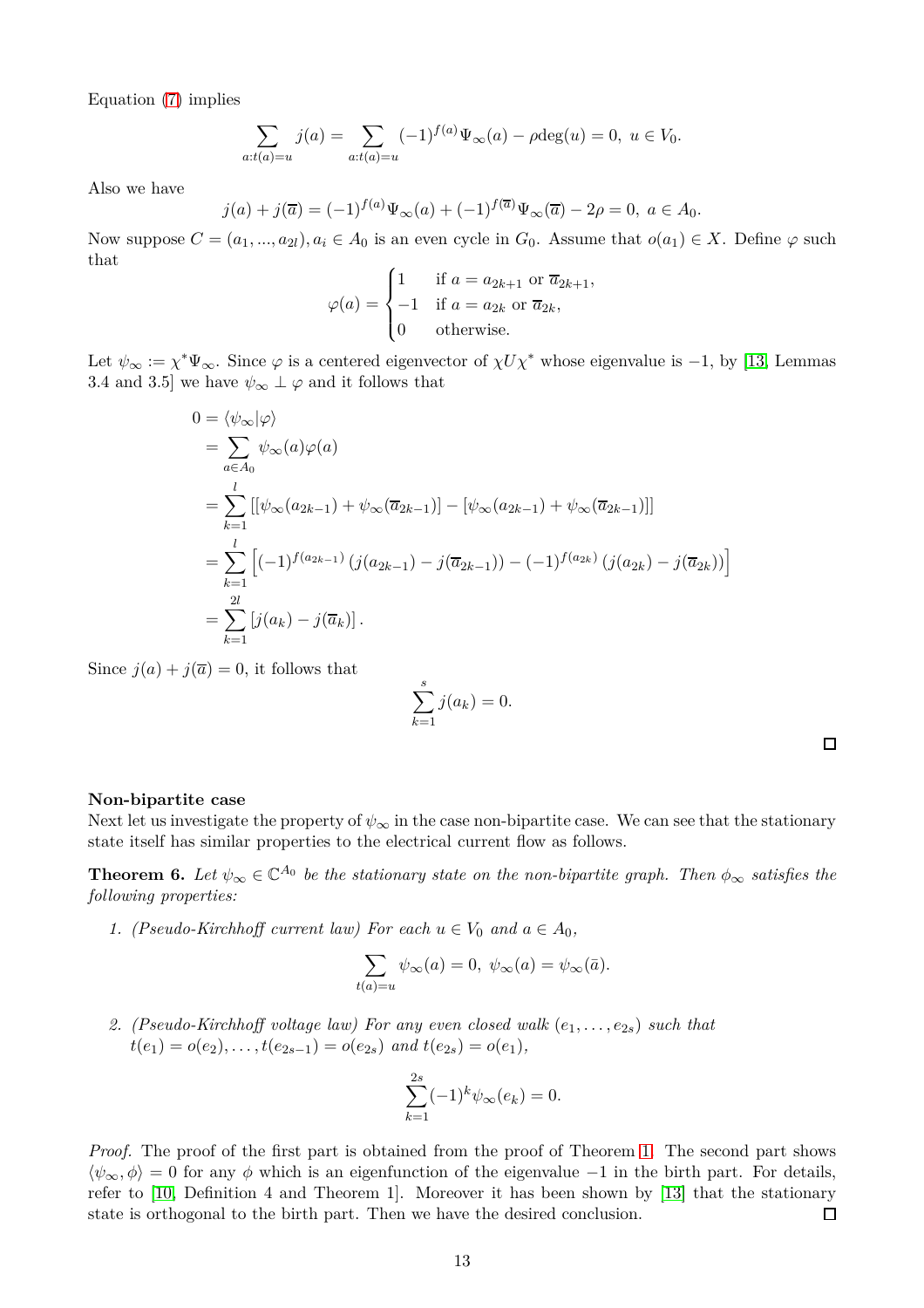Equation (7) implies

$$\sum_{a:t(a)=u} j(a) = \sum_{a:t(a)=u} (-1)^{f(a)} \Psi_\infty(a) - \rho \mathrm{deg}(u) = 0,\ u \in V_0.$$

Also we have

$$j(a) + j(\overline{a}) = (-1)^{f(a)} \Psi_\infty(a) + (-1)^{f(\overline{a})} \Psi_\infty(\overline{a}) - 2\rho = 0,\ a \in A_0.$$

Now suppose $C = (a_1, ..., a_{2l}), a_i \in A_0$ is an even cycle in $G_0$. Assume that $o(a_1) \in X$. Define $\varphi$ such that

$$\varphi(a) = \begin{cases} 1 & \text{if } a = a_{2k+1} \text{ or } \overline{a}_{2k+1}, \\ -1 & \text{if } a = a_{2k} \text{ or } \overline{a}_{2k}, \\ 0 & \text{otherwise.} \end{cases}$$

Let $\psi_\infty := \chi^* \Psi_\infty$. Since $\varphi$ is a centered eigenvector of $\chi U \chi^*$ whose eigenvalue is $-1$, by [13, Lemmas 3.4 and 3.5] we have $\psi_\infty \perp \varphi$ and it follows that

$$\begin{aligned}
0 &= \langle \psi_\infty | \varphi \rangle \\
&= \sum_{a \in A_0} \psi_\infty(a) \varphi(a) \\
&= \sum_{k=1}^{l} \left[ [\psi_\infty(a_{2k-1}) + \psi_\infty(\overline{a}_{2k-1})] - [\psi_\infty(a_{2k-1}) + \psi_\infty(\overline{a}_{2k-1})] \right] \\
&= \sum_{k=1}^{l} \left[ (-1)^{f(a_{2k-1})} \left( j(a_{2k-1}) - j(\overline{a}_{2k-1}) \right) - (-1)^{f(a_{2k})} \left( j(a_{2k}) - j(\overline{a}_{2k}) \right) \right] \\
&= \sum_{k=1}^{2l} \left[ j(a_k) - j(\overline{a}_k) \right].
\end{aligned}$$

Since $j(a) + j(\overline{a}) = 0$, it follows that

$$\sum_{k=1}^{s} j(a_k) = 0.$$

∎

**Non-bipartite case**

Next let us investigate the property of $\psi_\infty$ in the case non-bipartite case. We can see that the stationary state itself has similar properties to the electrical current flow as follows.

**Theorem 6.** *Let $\psi_\infty \in \mathbb{C}^{A_0}$ be the stationary state on the non-bipartite graph. Then $\phi_\infty$ satisfies the following properties:*

1. *(Pseudo-Kirchhoff current law) For each $u \in V_0$ and $a \in A_0$,*

$$\sum_{t(a)=u} \psi_\infty(a) = 0,\ \psi_\infty(a) = \psi_\infty(\bar{a}).$$

2. *(Pseudo-Kirchhoff voltage law) For any even closed walk $(e_1, \ldots, e_{2s})$ such that $t(e_1) = o(e_2), \ldots, t(e_{2s-1}) = o(e_{2s})$ and $t(e_{2s}) = o(e_1)$,*

$$\sum_{k=1}^{2s} (-1)^k \psi_\infty(e_k) = 0.$$

*Proof.* The proof of the first part is obtained from the proof of Theorem 1. The second part shows $\langle \psi_\infty, \phi \rangle = 0$ for any $\phi$ which is an eigenfunction of the eigenvalue $-1$ in the birth part. For details, refer to [10, Definition 4 and Theorem 1]. Moreover it has been shown by [13] that the stationary state is orthogonal to the birth part. Then we have the desired conclusion. ∎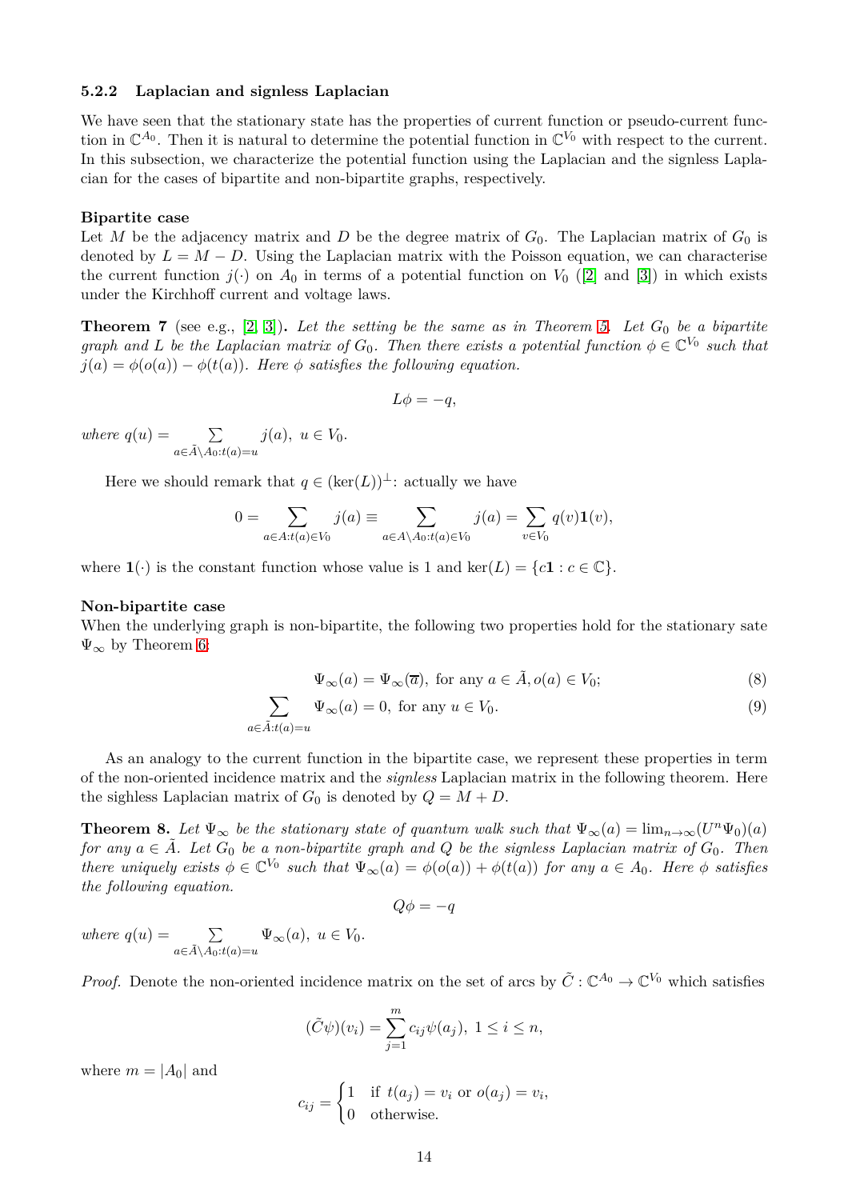### 5.2.2 Laplacian and signless Laplacian

We have seen that the stationary state has the properties of current function or pseudo-current function in $\mathbb{C}^{A_0}$. Then it is natural to determine the potential function in $\mathbb{C}^{V_0}$ with respect to the current. In this subsection, we characterize the potential function using the Laplacian and the signless Laplacian for the cases of bipartite and non-bipartite graphs, respectively.

**Bipartite case**

Let $M$ be the adjacency matrix and $D$ be the degree matrix of $G_0$. The Laplacian matrix of $G_0$ is denoted by $L = M - D$. Using the Laplacian matrix with the Poisson equation, we can characterise the current function $j(\cdot)$ on $A_0$ in terms of a potential function on $V_0$ ([2] and [3]) in which exists under the Kirchhoff current and voltage laws.

**Theorem 7** (see e.g., [2, 3]). *Let the setting be the same as in Theorem 5. Let $G_0$ be a bipartite graph and $L$ be the Laplacian matrix of $G_0$. Then there exists a potential function $\phi \in \mathbb{C}^{V_0}$ such that $j(a) = \phi(o(a)) - \phi(t(a))$. Here $\phi$ satisfies the following equation.*

$$L\phi = -q,$$

*where* $q(u) = \sum_{a \in \tilde{A} \setminus A_0 : t(a) = u} j(a),\ u \in V_0.$

Here we should remark that $q \in (\ker(L))^{\perp}$: actually we have

$$0 = \sum_{a \in A : t(a) \in V_0} j(a) \equiv \sum_{a \in A \setminus A_0 : t(a) \in V_0} j(a) = \sum_{v \in V_0} q(v)\mathbf{1}(v),$$

where $\mathbf{1}(\cdot)$ is the constant function whose value is 1 and $\ker(L) = \{c\mathbf{1} : c \in \mathbb{C}\}$.

**Non-bipartite case**

When the underlying graph is non-bipartite, the following two properties hold for the stationary sate $\Psi_\infty$ by Theorem 6:

$$\Psi_\infty(a) = \Psi_\infty(\overline{a}),\ \text{for any } a \in \tilde{A}, o(a) \in V_0; \tag{8}$$

$$\sum_{a \in \tilde{A} : t(a) = u} \Psi_\infty(a) = 0,\ \text{for any } u \in V_0. \tag{9}$$

As an analogy to the current function in the bipartite case, we represent these properties in term of the non-oriented incidence matrix and the *signless* Laplacian matrix in the following theorem. Here the sighless Laplacian matrix of $G_0$ is denoted by $Q = M + D$.

**Theorem 8.** *Let $\Psi_\infty$ be the stationary state of quantum walk such that $\Psi_\infty(a) = \lim_{n\to\infty}(U^n\Psi_0)(a)$ for any $a \in \tilde{A}$. Let $G_0$ be a non-bipartite graph and $Q$ be the signless Laplacian matrix of $G_0$. Then there uniquely exists $\phi \in \mathbb{C}^{V_0}$ such that $\Psi_\infty(a) = \phi(o(a)) + \phi(t(a))$ for any $a \in A_0$. Here $\phi$ satisfies the following equation.*

$$Q\phi = -q$$

*where* $q(u) = \sum_{a \in \tilde{A} \setminus A_0 : t(a) = u} \Psi_\infty(a),\ u \in V_0.$

*Proof.* Denote the non-oriented incidence matrix on the set of arcs by $\tilde{C} : \mathbb{C}^{A_0} \to \mathbb{C}^{V_0}$ which satisfies

$$(\tilde{C}\psi)(v_i) = \sum_{j=1}^{m} c_{ij}\psi(a_j),\ 1 \le i \le n,$$

where $m = |A_0|$ and

$$c_{ij} = \begin{cases} 1 & \text{if } t(a_j) = v_i \text{ or } o(a_j) = v_i, \\ 0 & \text{otherwise.} \end{cases}$$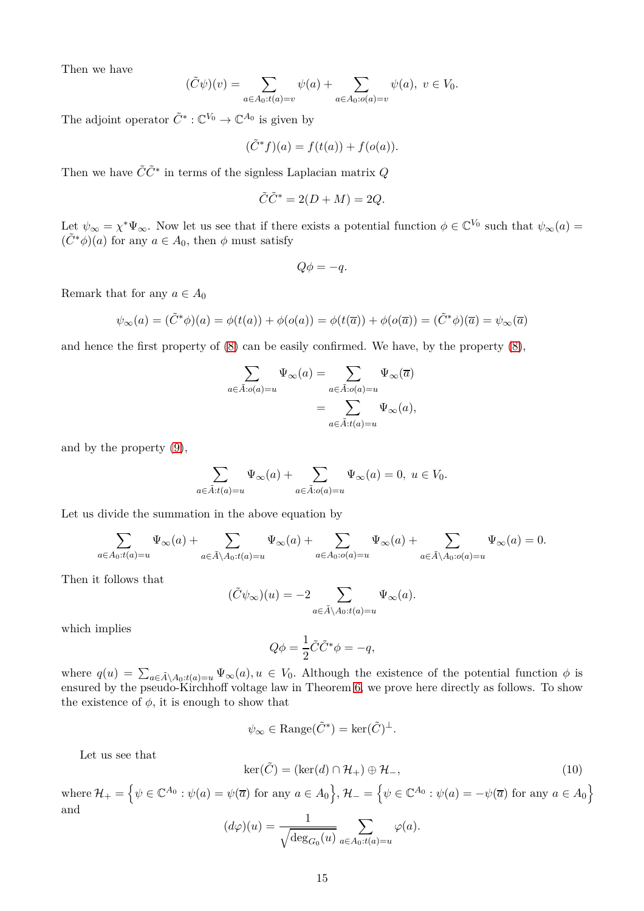Then we have

$$(\tilde{C}\psi)(v) = \sum_{a\in A_0 : t(a)=v} \psi(a) + \sum_{a\in A_0 : o(a)=v} \psi(a),\ v \in V_0.$$

The adjoint operator $\tilde{C}^* : \mathbb{C}^{V_0} \to \mathbb{C}^{A_0}$ is given by

$$(\tilde{C}^* f)(a) = f(t(a)) + f(o(a)).$$

Then we have $\tilde{C}\tilde{C}^*$ in terms of the signless Laplacian matrix $Q$

$$\tilde{C}\tilde{C}^* = 2(D+M) = 2Q.$$

Let $\psi_\infty = \chi^* \Psi_\infty$. Now let us see that if there exists a potential function $\phi \in \mathbb{C}^{V_0}$ such that $\psi_\infty(a) = (\tilde{C}^*\phi)(a)$ for any $a \in A_0$, then $\phi$ must satisfy

$$Q\phi = -q.$$

Remark that for any $a \in A_0$

$$\psi_\infty(a) = (\tilde{C}^*\phi)(a) = \phi(t(a)) + \phi(o(a)) = \phi(t(\overline{a})) + \phi(o(\overline{a})) = (\tilde{C}^*\phi)(\overline{a}) = \psi_\infty(\overline{a})$$

and hence the first property of (8) can be easily confirmed. We have, by the property (8),

$$\begin{aligned}\sum_{a\in \tilde{A} : o(a)=u} \Psi_\infty(a) &= \sum_{a\in \tilde{A} : o(a)=u} \Psi_\infty(\overline{a}) \\ &= \sum_{a\in \tilde{A} : t(a)=u} \Psi_\infty(a),\end{aligned}$$

and by the property (9),

$$\sum_{a\in \tilde{A} : t(a)=u} \Psi_\infty(a) + \sum_{a\in \tilde{A} : o(a)=u} \Psi_\infty(a) = 0,\ u \in V_0.$$

Let us divide the summation in the above equation by

$$\sum_{a\in A_0 : t(a)=u} \Psi_\infty(a) + \sum_{a\in \tilde{A}\setminus A_0 : t(a)=u} \Psi_\infty(a) + \sum_{a\in A_0 : o(a)=u} \Psi_\infty(a) + \sum_{a\in \tilde{A}\setminus A_0 : o(a)=u} \Psi_\infty(a) = 0.$$

Then it follows that

$$(\tilde{C}\psi_\infty)(u) = -2 \sum_{a\in \tilde{A}\setminus A_0 : t(a)=u} \Psi_\infty(a).$$

which implies

$$Q\phi = \frac{1}{2}\tilde{C}\tilde{C}^*\phi = -q,$$

where $q(u) = \sum_{a\in \tilde{A}\setminus A_0 : t(a)=u} \Psi_\infty(a), u \in V_0$. Although the existence of the potential function $\phi$ is ensured by the pseudo-Kirchhoff voltage law in Theorem 6, we prove here directly as follows. To show the existence of $\phi$, it is enough to show that

$$\psi_\infty \in \mathrm{Range}(\tilde{C}^*) = \ker(\tilde{C})^\perp.$$

Let us see that

$$\ker(\tilde{C}) = (\ker(d) \cap \mathcal{H}_+) \oplus \mathcal{H}_-, \tag{10}$$

where $\mathcal{H}_+ = \left\{\psi \in \mathbb{C}^{A_0} : \psi(a) = \psi(\overline{a}) \text{ for any } a \in A_0\right\}$, $\mathcal{H}_- = \left\{\psi \in \mathbb{C}^{A_0} : \psi(a) = -\psi(\overline{a}) \text{ for any } a \in A_0\right\}$ and

$$(d\varphi)(u) = \frac{1}{\sqrt{\deg_{G_0}(u)}} \sum_{a\in A_0 : t(a)=u} \varphi(a).$$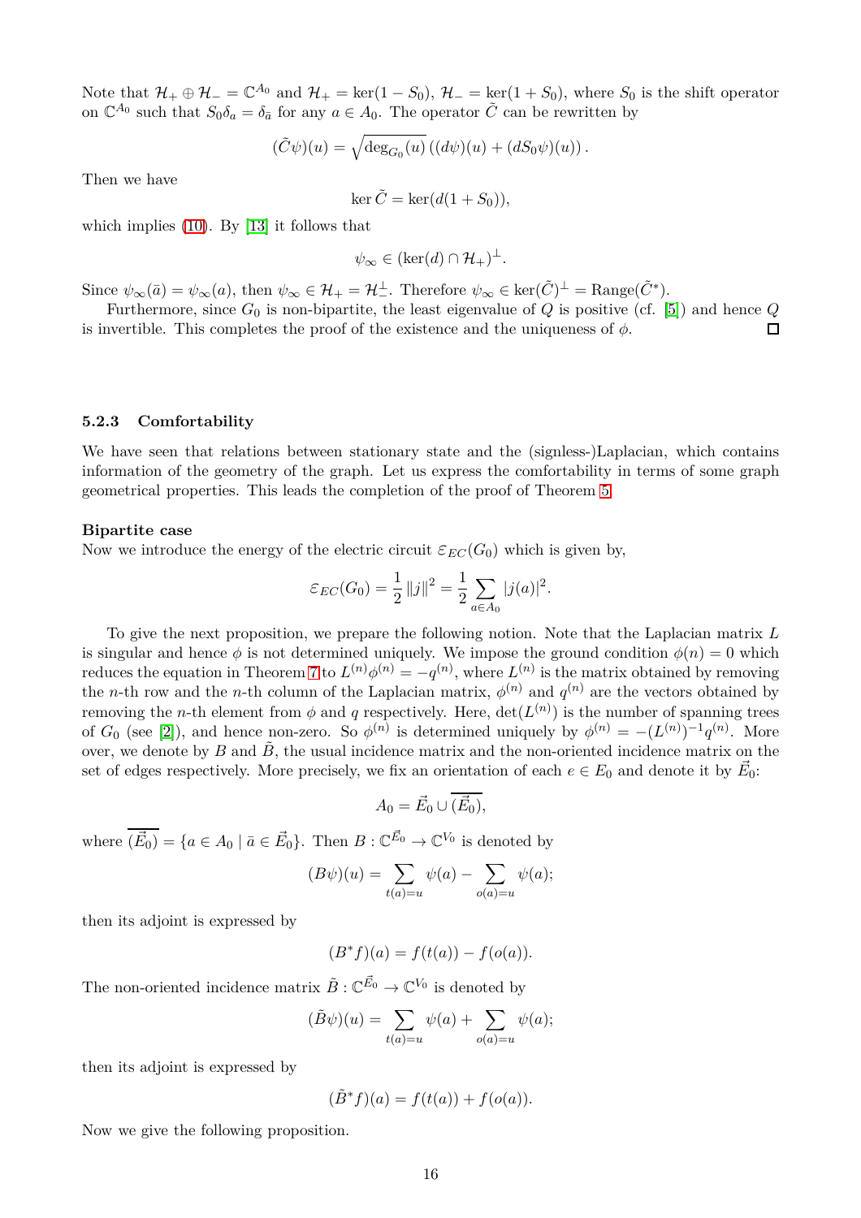Note that $\mathcal{H}_+ \oplus \mathcal{H}_- = \mathbb{C}^{A_0}$ and $\mathcal{H}_+ = \ker(1 - S_0)$, $\mathcal{H}_- = \ker(1 + S_0)$, where $S_0$ is the shift operator on $\mathbb{C}^{A_0}$ such that $S_0 \delta_a = \delta_{\bar{a}}$ for any $a \in A_0$. The operator $\tilde{C}$ can be rewritten by

$$(\tilde{C}\psi)(u) = \sqrt{\deg_{G_0}(u)} \left( (d\psi)(u) + (dS_0\psi)(u) \right).$$

Then we have

$$\ker \tilde{C} = \ker(d(1 + S_0)),$$

which implies (10). By [13] it follows that

$$\psi_\infty \in (\ker(d) \cap \mathcal{H}_+)^\perp.$$

Since $\psi_\infty(\bar{a}) = \psi_\infty(a)$, then $\psi_\infty \in \mathcal{H}_+ = \mathcal{H}_-^\perp$. Therefore $\psi_\infty \in \ker(\tilde{C})^\perp = \mathrm{Range}(\tilde{C}^*)$.

Furthermore, since $G_0$ is non-bipartite, the least eigenvalue of $Q$ is positive (cf. [5]) and hence $Q$ is invertible. This completes the proof of the existence and the uniqueness of $\phi$. □

### 5.2.3 Comfortability

We have seen that relations between stationary state and the (signless-)Laplacian, which contains information of the geometry of the graph. Let us express the comfortability in terms of some graph geometrical properties. This leads the completion of the proof of Theorem 5.

**Bipartite case**

Now we introduce the energy of the electric circuit $\varepsilon_{EC}(G_0)$ which is given by,

$$\varepsilon_{EC}(G_0) = \frac{1}{2} \|j\|^2 = \frac{1}{2} \sum_{a \in A_0} |j(a)|^2.$$

To give the next proposition, we prepare the following notion. Note that the Laplacian matrix $L$ is singular and hence $\phi$ is not determined uniquely. We impose the ground condition $\phi(n) = 0$ which reduces the equation in Theorem 7 to $L^{(n)}\phi^{(n)} = -q^{(n)}$, where $L^{(n)}$ is the matrix obtained by removing the $n$-th row and the $n$-th column of the Laplacian matrix, $\phi^{(n)}$ and $q^{(n)}$ are the vectors obtained by removing the $n$-th element from $\phi$ and $q$ respectively. Here, $\det(L^{(n)})$ is the number of spanning trees of $G_0$ (see [2]), and hence non-zero. So $\phi^{(n)}$ is determined uniquely by $\phi^{(n)} = -(L^{(n)})^{-1}q^{(n)}$. More over, we denote by $B$ and $\tilde{B}$, the usual incidence matrix and the non-oriented incidence matrix on the set of edges respectively. More precisely, we fix an orientation of each $e \in E_0$ and denote it by $\vec{E}_0$:

$$A_0 = \vec{E}_0 \cup \overline{(\vec{E}_0)},$$

where $\overline{(\vec{E}_0)} = \{a \in A_0 \mid \bar{a} \in \vec{E}_0\}$. Then $B : \mathbb{C}^{\vec{E}_0} \to \mathbb{C}^{V_0}$ is denoted by

$$(B\psi)(u) = \sum_{t(a)=u} \psi(a) - \sum_{o(a)=u} \psi(a);$$

then its adjoint is expressed by

$$(B^* f)(a) = f(t(a)) - f(o(a)).$$

The non-oriented incidence matrix $\tilde{B} : \mathbb{C}^{\vec{E}_0} \to \mathbb{C}^{V_0}$ is denoted by

$$(\tilde{B}\psi)(u) = \sum_{t(a)=u} \psi(a) + \sum_{o(a)=u} \psi(a);$$

then its adjoint is expressed by

$$(\tilde{B}^* f)(a) = f(t(a)) + f(o(a)).$$

Now we give the following proposition.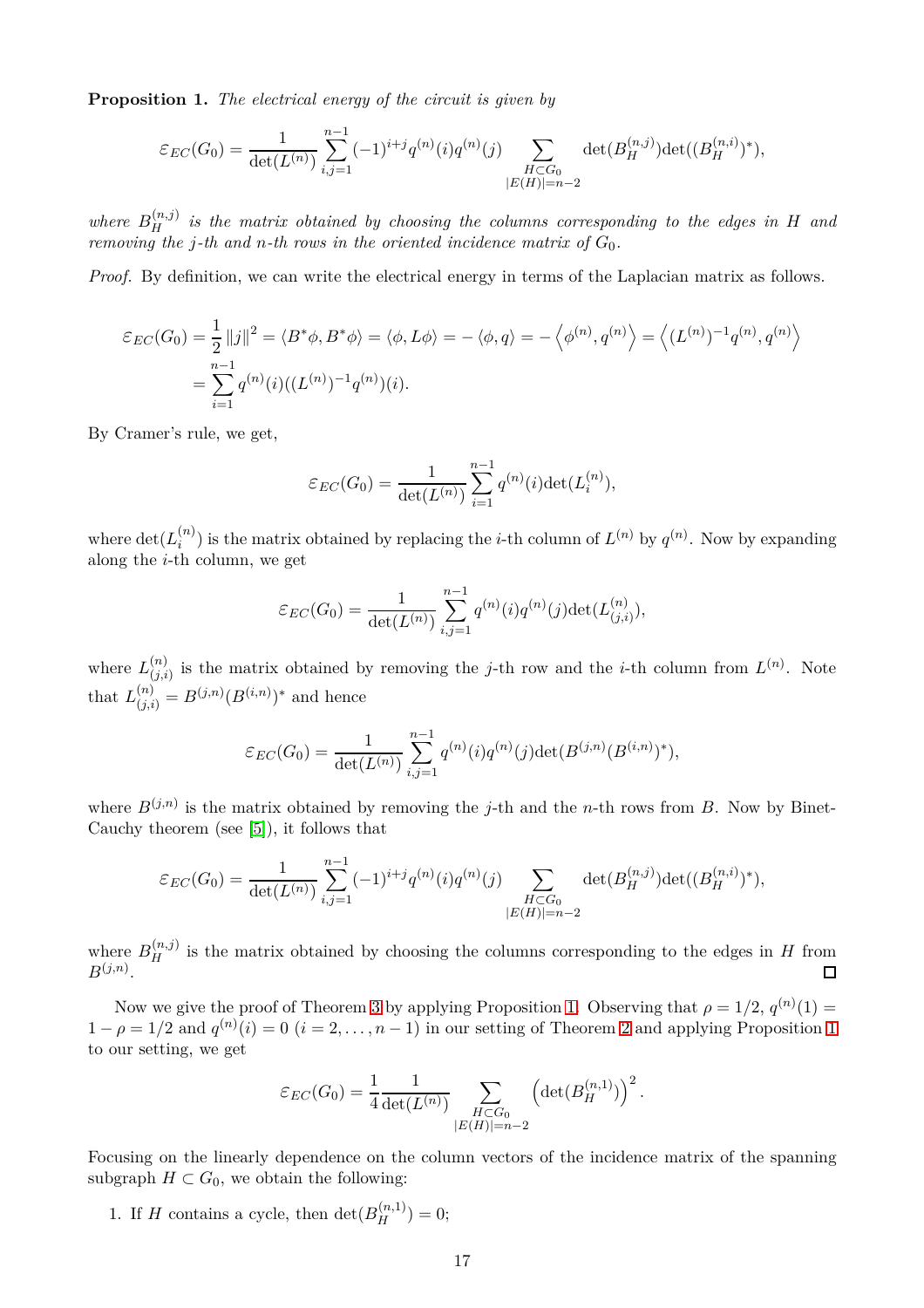**Proposition 1.** *The electrical energy of the circuit is given by*

$$\varepsilon_{EC}(G_0) = \frac{1}{\det(L^{(n)})} \sum_{i,j=1}^{n-1} (-1)^{i+j} q^{(n)}(i) q^{(n)}(j) \sum_{\substack{H \subset G_0 \\ |E(H)|=n-2}} \det(B_H^{(n,j)}) \det((B_H^{(n,i)})^*),$$

*where $B_H^{(n,j)}$ is the matrix obtained by choosing the columns corresponding to the edges in $H$ and removing the $j$-th and $n$-th rows in the oriented incidence matrix of $G_0$.*

*Proof.* By definition, we can write the electrical energy in terms of the Laplacian matrix as follows.

$$\begin{aligned}
\varepsilon_{EC}(G_0) &= \frac{1}{2}\|j\|^2 = \langle B^*\phi, B^*\phi\rangle = \langle \phi, L\phi\rangle = -\langle \phi, q\rangle = -\left\langle \phi^{(n)}, q^{(n)}\right\rangle = \left\langle (L^{(n)})^{-1} q^{(n)}, q^{(n)}\right\rangle \\
&= \sum_{i=1}^{n-1} q^{(n)}(i)((L^{(n)})^{-1} q^{(n)})(i).
\end{aligned}$$

By Cramer's rule, we get,

$$\varepsilon_{EC}(G_0) = \frac{1}{\det(L^{(n)})} \sum_{i=1}^{n-1} q^{(n)}(i) \det(L_i^{(n)}),$$

where $\det(L_i^{(n)})$ is the matrix obtained by replacing the $i$-th column of $L^{(n)}$ by $q^{(n)}$. Now by expanding along the $i$-th column, we get

$$\varepsilon_{EC}(G_0) = \frac{1}{\det(L^{(n)})} \sum_{i,j=1}^{n-1} q^{(n)}(i) q^{(n)}(j) \det(L_{(j,i)}^{(n)}),$$

where $L_{(j,i)}^{(n)}$ is the matrix obtained by removing the $j$-th row and the $i$-th column from $L^{(n)}$. Note that $L_{(j,i)}^{(n)} = B^{(j,n)}(B^{(i,n)})^*$ and hence

$$\varepsilon_{EC}(G_0) = \frac{1}{\det(L^{(n)})} \sum_{i,j=1}^{n-1} q^{(n)}(i) q^{(n)}(j) \det(B^{(j,n)}(B^{(i,n)})^*),$$

where $B^{(j,n)}$ is the matrix obtained by removing the $j$-th and the $n$-th rows from $B$. Now by Binet-Cauchy theorem (see [5]), it follows that

$$\varepsilon_{EC}(G_0) = \frac{1}{\det(L^{(n)})} \sum_{i,j=1}^{n-1} (-1)^{i+j} q^{(n)}(i) q^{(n)}(j) \sum_{\substack{H \subset G_0 \\ |E(H)|=n-2}} \det(B_H^{(n,j)}) \det((B_H^{(n,i)})^*),$$

where $B_H^{(n,j)}$ is the matrix obtained by choosing the columns corresponding to the edges in $H$ from $B^{(j,n)}$. ∎

Now we give the proof of Theorem 3 by applying Proposition 1. Observing that $\rho = 1/2$, $q^{(n)}(1) = 1 - \rho = 1/2$ and $q^{(n)}(i) = 0$ $(i = 2, \ldots, n-1)$ in our setting of Theorem 2 and applying Proposition 1 to our setting, we get

$$\varepsilon_{EC}(G_0) = \frac{1}{4} \frac{1}{\det(L^{(n)})} \sum_{\substack{H \subset G_0 \\ |E(H)|=n-2}} \left(\det(B_H^{(n,1)})\right)^2.$$

Focusing on the linearly dependence on the column vectors of the incidence matrix of the spanning subgraph $H \subset G_0$, we obtain the following:

1. If $H$ contains a cycle, then $\det(B_H^{(n,1)}) = 0$;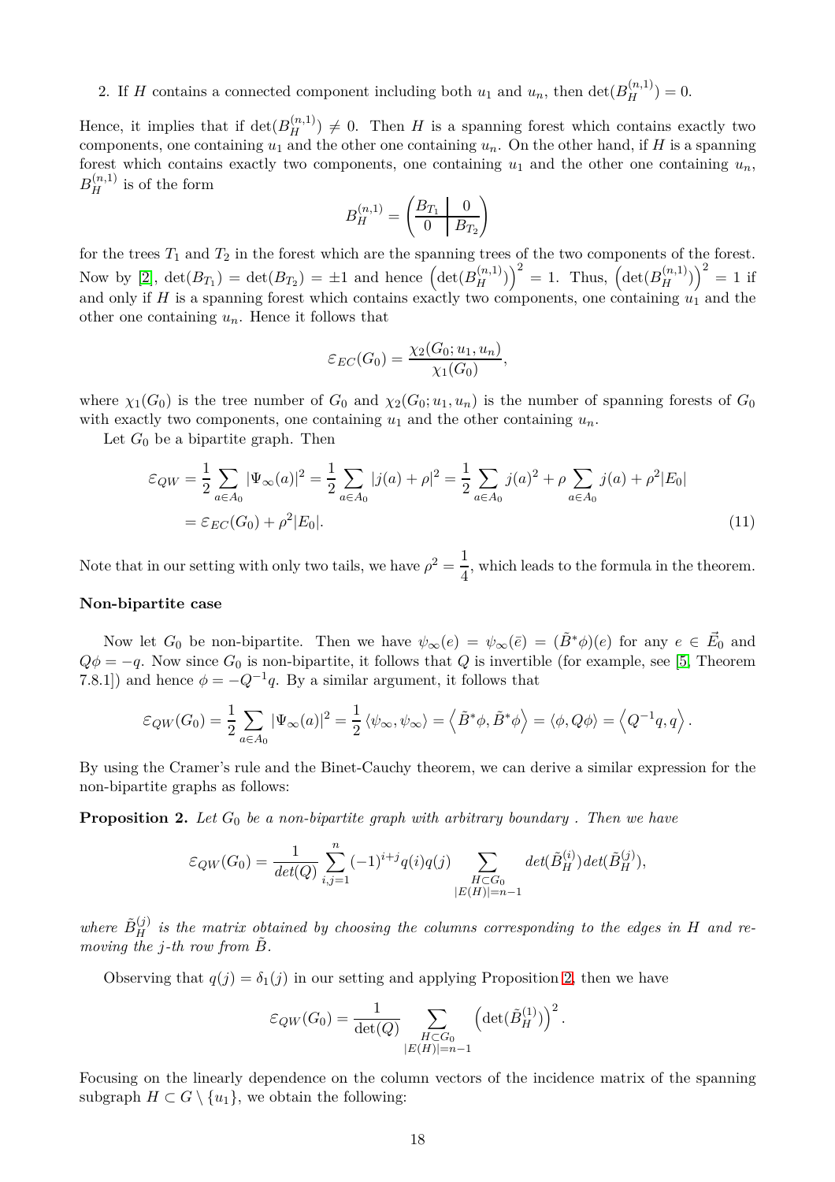2. If $H$ contains a connected component including both $u_1$ and $u_n$, then $\det(B_H^{(n,1)}) = 0$.

Hence, it implies that if $\det(B_H^{(n,1)}) \neq 0$. Then $H$ is a spanning forest which contains exactly two components, one containing $u_1$ and the other one containing $u_n$. On the other hand, if $H$ is a spanning forest which contains exactly two components, one containing $u_1$ and the other one containing $u_n$, $B_H^{(n,1)}$ is of the form

$$B_H^{(n,1)} = \left(\begin{array}{c|c} B_{T_1} & 0 \\ \hline 0 & B_{T_2} \end{array}\right)$$

for the trees $T_1$ and $T_2$ in the forest which are the spanning trees of the two components of the forest. Now by [2], $\det(B_{T_1}) = \det(B_{T_2}) = \pm 1$ and hence $\left(\det(B_H^{(n,1)})\right)^2 = 1$. Thus, $\left(\det(B_H^{(n,1)})\right)^2 = 1$ if and only if $H$ is a spanning forest which contains exactly two components, one containing $u_1$ and the other one containing $u_n$. Hence it follows that

$$\varepsilon_{EC}(G_0) = \frac{\chi_2(G_0; u_1, u_n)}{\chi_1(G_0)},$$

where $\chi_1(G_0)$ is the tree number of $G_0$ and $\chi_2(G_0; u_1, u_n)$ is the number of spanning forests of $G_0$ with exactly two components, one containing $u_1$ and the other containing $u_n$.

Let $G_0$ be a bipartite graph. Then

$$\begin{aligned}
\varepsilon_{QW} &= \frac{1}{2}\sum_{a \in A_0} |\Psi_\infty(a)|^2 = \frac{1}{2}\sum_{a \in A_0} |j(a) + \rho|^2 = \frac{1}{2}\sum_{a \in A_0} j(a)^2 + \rho \sum_{a \in A_0} j(a) + \rho^2 |E_0| \\
&= \varepsilon_{EC}(G_0) + \rho^2 |E_0|.
\end{aligned} \tag{11}$$

Note that in our setting with only two tails, we have $\rho^2 = \dfrac{1}{4}$, which leads to the formula in the theorem.

**Non-bipartite case**

Now let $G_0$ be non-bipartite. Then we have $\psi_\infty(e) = \psi_\infty(\bar{e}) = (\tilde{B}^* \phi)(e)$ for any $e \in \vec{E}_0$ and $Q\phi = -q$. Now since $G_0$ is non-bipartite, it follows that $Q$ is invertible (for example, see [5, Theorem 7.8.1]) and hence $\phi = -Q^{-1}q$. By a similar argument, it follows that

$$\varepsilon_{QW}(G_0) = \frac{1}{2}\sum_{a \in A_0} |\Psi_\infty(a)|^2 = \frac{1}{2}\langle \psi_\infty, \psi_\infty \rangle = \left\langle \tilde{B}^* \phi, \tilde{B}^* \phi \right\rangle = \langle \phi, Q\phi \rangle = \left\langle Q^{-1} q, q \right\rangle.$$

By using the Cramer's rule and the Binet-Cauchy theorem, we can derive a similar expression for the non-bipartite graphs as follows:

**Proposition 2.** *Let $G_0$ be a non-bipartite graph with arbitrary boundary . Then we have*

$$\varepsilon_{QW}(G_0) = \frac{1}{det(Q)} \sum_{i,j=1}^{n} (-1)^{i+j} q(i) q(j) \sum_{\substack{H \subset G_0 \\ |E(H)| = n-1}} det(\tilde{B}_H^{(i)}) det(\tilde{B}_H^{(j)}),$$

*where $\tilde{B}_H^{(j)}$ is the matrix obtained by choosing the columns corresponding to the edges in $H$ and removing the $j$-th row from $\tilde{B}$.*

Observing that $q(j) = \delta_1(j)$ in our setting and applying Proposition 2, then we have

$$\varepsilon_{QW}(G_0) = \frac{1}{\det(Q)} \sum_{\substack{H \subset G_0 \\ |E(H)| = n-1}} \left(\det(\tilde{B}_H^{(1)})\right)^2.$$

Focusing on the linearly dependence on the column vectors of the incidence matrix of the spanning subgraph $H \subset G \setminus \{u_1\}$, we obtain the following: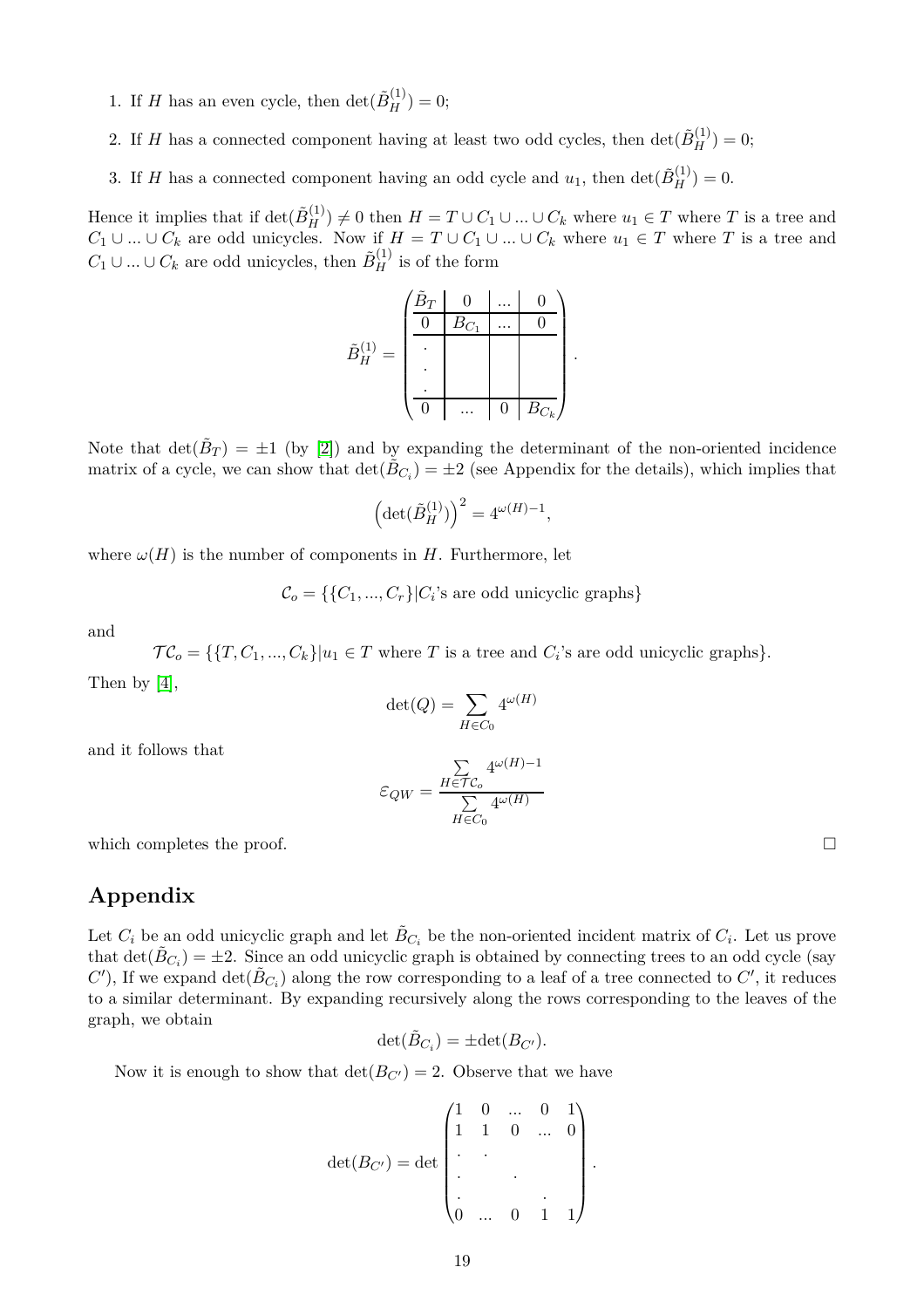1. If $H$ has an even cycle, then $\det(\tilde{B}_H^{(1)}) = 0$;
2. If $H$ has a connected component having at least two odd cycles, then $\det(\tilde{B}_H^{(1)}) = 0$;
3. If $H$ has a connected component having an odd cycle and $u_1$, then $\det(\tilde{B}_H^{(1)}) = 0$.

Hence it implies that if $\det(\tilde{B}_H^{(1)}) \neq 0$ then $H = T \cup C_1 \cup ... \cup C_k$ where $u_1 \in T$ where $T$ is a tree and $C_1 \cup ... \cup C_k$ are odd unicycles. Now if $H = T \cup C_1 \cup ... \cup C_k$ where $u_1 \in T$ where $T$ is a tree and $C_1 \cup ... \cup C_k$ are odd unicycles, then $\tilde{B}_H^{(1)}$ is of the form

$$\tilde{B}_H^{(1)} = \left(\begin{array}{c|c|c|c} \tilde{B}_T & 0 & ... & 0 \\ \hline 0 & B_{C_1} & ... & 0 \\ \hline . & & & \\ . & & & \\ . & & & \\ \hline 0 & ... & 0 & B_{C_k} \end{array}\right).$$

Note that $\det(\tilde{B}_T) = \pm 1$ (by [2]) and by expanding the determinant of the non-oriented incidence matrix of a cycle, we can show that $\det(\tilde{B}_{C_i}) = \pm 2$ (see Appendix for the details), which implies that

$$\left(\det(\tilde{B}_H^{(1)})\right)^2 = 4^{\omega(H)-1},$$

where $\omega(H)$ is the number of components in $H$. Furthermore, let

$$\mathcal{C}_o = \{\{C_1, ..., C_r\} | C_i\text{'s are odd unicyclic graphs}\}$$

and

$$\mathcal{TC}_o = \{\{T, C_1, ..., C_k\} | u_1 \in T \text{ where } T \text{ is a tree and } C_i\text{'s are odd unicyclic graphs}\}.$$

Then by [4],

$$\det(Q) = \sum_{H \in C_0} 4^{\omega(H)}$$

and it follows that

$$\varepsilon_{QW} = \frac{\sum\limits_{H \in \mathcal{TC}_o} 4^{\omega(H)-1}}{\sum\limits_{H \in C_0} 4^{\omega(H)}}$$

which completes the proof. $\square$

## Appendix

Let $C_i$ be an odd unicyclic graph and let $\tilde{B}_{C_i}$ be the non-oriented incident matrix of $C_i$. Let us prove that $\det(\tilde{B}_{C_i}) = \pm 2$. Since an odd unicyclic graph is obtained by connecting trees to an odd cycle (say $C'$), If we expand $\det(\tilde{B}_{C_i})$ along the row corresponding to a leaf of a tree connected to $C'$, it reduces to a similar determinant. By expanding recursively along the rows corresponding to the leaves of the graph, we obtain

$$\det(\tilde{B}_{C_i}) = \pm \det(B_{C'}).$$

Now it is enough to show that $\det(B_{C'}) = 2$. Observe that we have

$$\det(B_{C'}) = \det \begin{pmatrix} 1 & 0 & ... & 0 & 1 \\ 1 & 1 & 0 & ... & 0 \\ . & . & & & \\ . & & . & & \\ . & & & . & \\ 0 & ... & 0 & 1 & 1 \end{pmatrix}.$$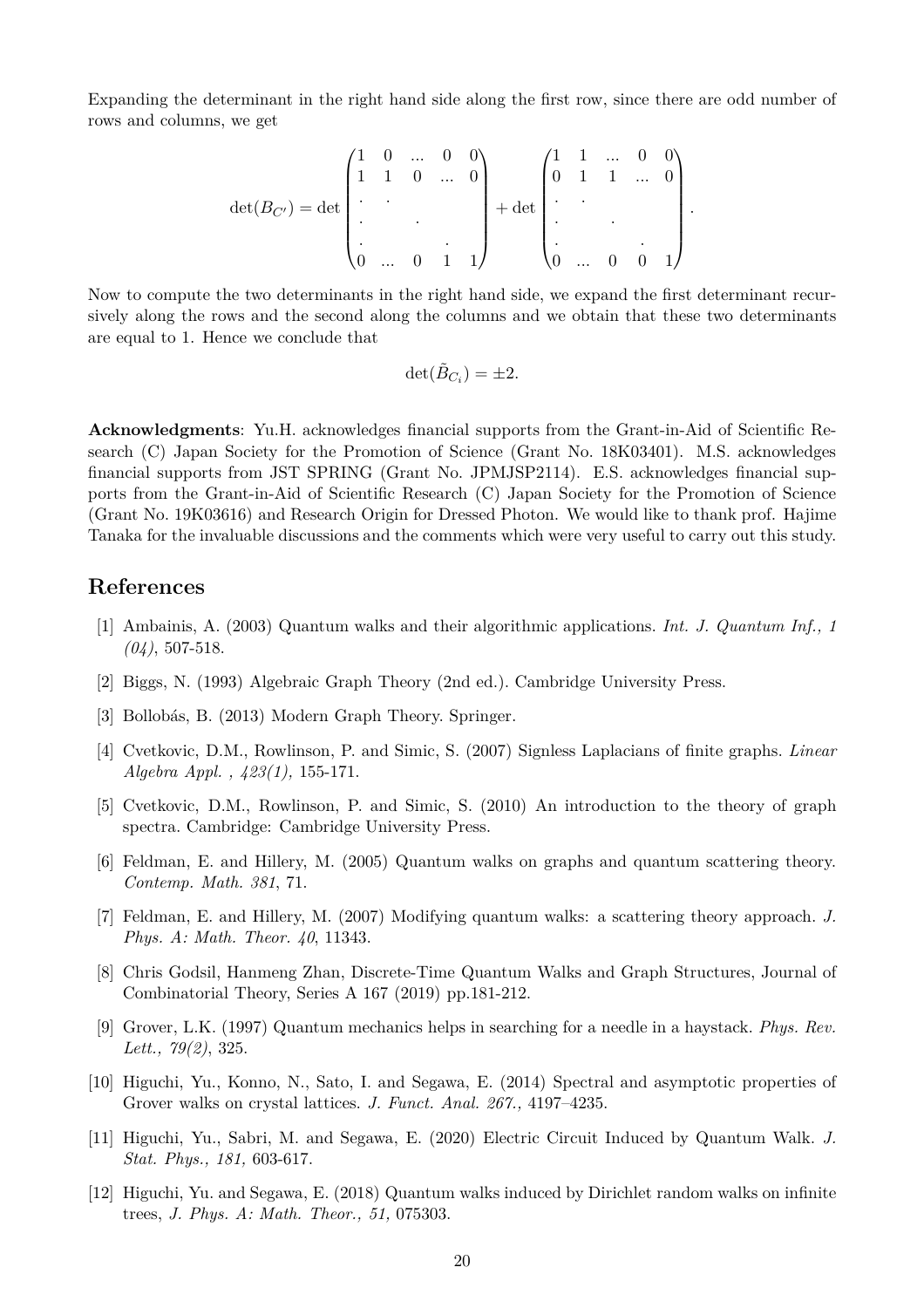Expanding the determinant in the right hand side along the first row, since there are odd number of rows and columns, we get

$$
\det(B_{C'}) = \det \begin{pmatrix} 1 & 0 & ... & 0 & 0 \\ 1 & 1 & 0 & ... & 0 \\ . & . & & & \\ . & & . & & \\ . & & & . & \\ 0 & ... & 0 & 1 & 1 \end{pmatrix} + \det \begin{pmatrix} 1 & 1 & ... & 0 & 0 \\ 0 & 1 & 1 & ... & 0 \\ . & . & & & \\ . & & . & & \\ . & & & . & \\ 0 & ... & 0 & 0 & 1 \end{pmatrix}.
$$

Now to compute the two determinants in the right hand side, we expand the first determinant recursively along the rows and the second along the columns and we obtain that these two determinants are equal to 1. Hence we conclude that

$$
\det(\tilde{B}_{C_i}) = \pm 2.
$$

**Acknowledgments**: Yu.H. acknowledges financial supports from the Grant-in-Aid of Scientific Research (C) Japan Society for the Promotion of Science (Grant No. 18K03401). M.S. acknowledges financial supports from JST SPRING (Grant No. JPMJSP2114). E.S. acknowledges financial supports from the Grant-in-Aid of Scientific Research (C) Japan Society for the Promotion of Science (Grant No. 19K03616) and Research Origin for Dressed Photon. We would like to thank prof. Hajime Tanaka for the invaluable discussions and the comments which were very useful to carry out this study.

## References

[1] Ambainis, A. (2003) Quantum walks and their algorithmic applications. *Int. J. Quantum Inf., 1 (04)*, 507-518.

[2] Biggs, N. (1993) Algebraic Graph Theory (2nd ed.). Cambridge University Press.

[3] Bollobás, B. (2013) Modern Graph Theory. Springer.

[4] Cvetkovic, D.M., Rowlinson, P. and Simic, S. (2007) Signless Laplacians of finite graphs. *Linear Algebra Appl. , 423(1),* 155-171.

[5] Cvetkovic, D.M., Rowlinson, P. and Simic, S. (2010) An introduction to the theory of graph spectra. Cambridge: Cambridge University Press.

[6] Feldman, E. and Hillery, M. (2005) Quantum walks on graphs and quantum scattering theory. *Contemp. Math. 381*, 71.

[7] Feldman, E. and Hillery, M. (2007) Modifying quantum walks: a scattering theory approach. *J. Phys. A: Math. Theor. 40*, 11343.

[8] Chris Godsil, Hanmeng Zhan, Discrete-Time Quantum Walks and Graph Structures, Journal of Combinatorial Theory, Series A 167 (2019) pp.181-212.

[9] Grover, L.K. (1997) Quantum mechanics helps in searching for a needle in a haystack. *Phys. Rev. Lett., 79(2)*, 325.

[10] Higuchi, Yu., Konno, N., Sato, I. and Segawa, E. (2014) Spectral and asymptotic properties of Grover walks on crystal lattices. *J. Funct. Anal. 267.,* 4197–4235.

[11] Higuchi, Yu., Sabri, M. and Segawa, E. (2020) Electric Circuit Induced by Quantum Walk. *J. Stat. Phys., 181,* 603-617.

[12] Higuchi, Yu. and Segawa, E. (2018) Quantum walks induced by Dirichlet random walks on infinite trees, *J. Phys. A: Math. Theor., 51,* 075303.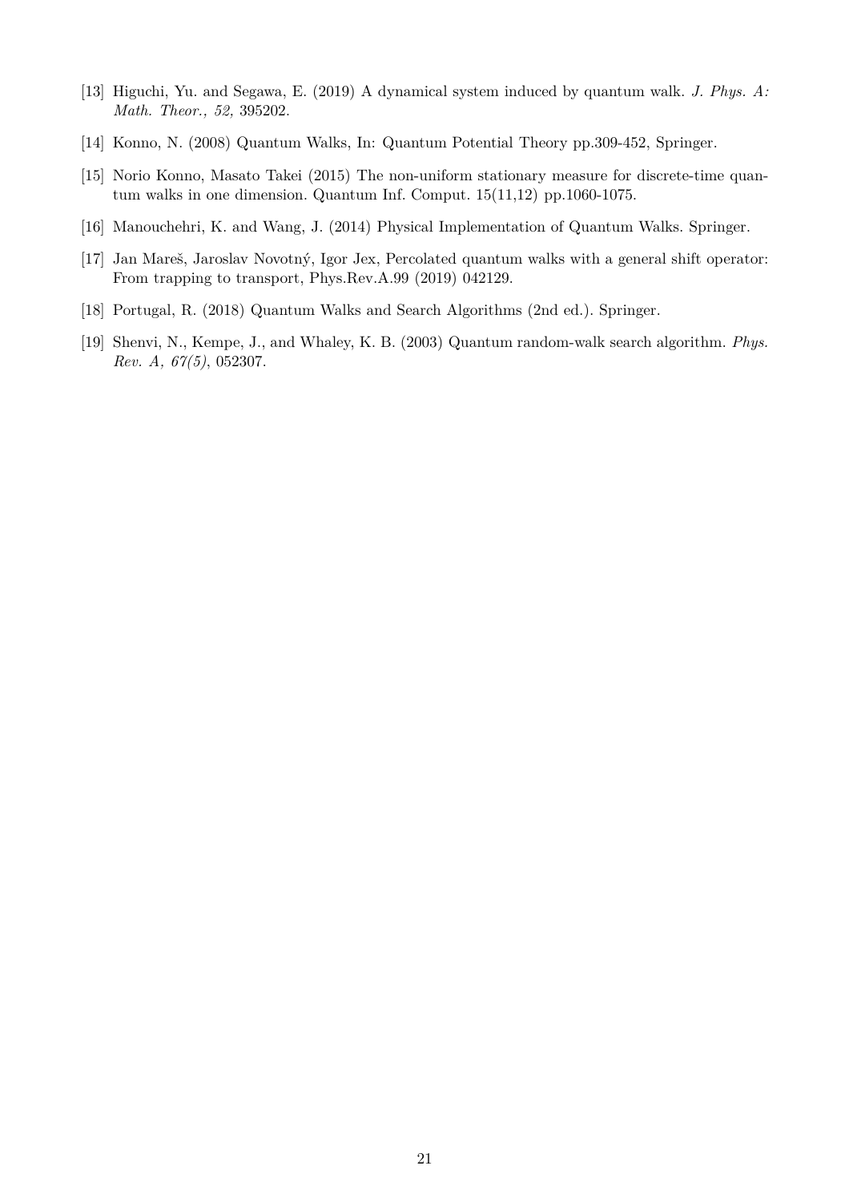[13] Higuchi, Yu. and Segawa, E. (2019) A dynamical system induced by quantum walk. *J. Phys. A: Math. Theor., 52,* 395202.

[14] Konno, N. (2008) Quantum Walks, In: Quantum Potential Theory pp.309-452, Springer.

[15] Norio Konno, Masato Takei (2015) The non-uniform stationary measure for discrete-time quantum walks in one dimension. Quantum Inf. Comput. 15(11,12) pp.1060-1075.

[16] Manouchehri, K. and Wang, J. (2014) Physical Implementation of Quantum Walks. Springer.

[17] Jan Mareš, Jaroslav Novotný, Igor Jex, Percolated quantum walks with a general shift operator: From trapping to transport, Phys.Rev.A.99 (2019) 042129.

[18] Portugal, R. (2018) Quantum Walks and Search Algorithms (2nd ed.). Springer.

[19] Shenvi, N., Kempe, J., and Whaley, K. B. (2003) Quantum random-walk search algorithm. *Phys. Rev. A, 67(5)*, 052307.